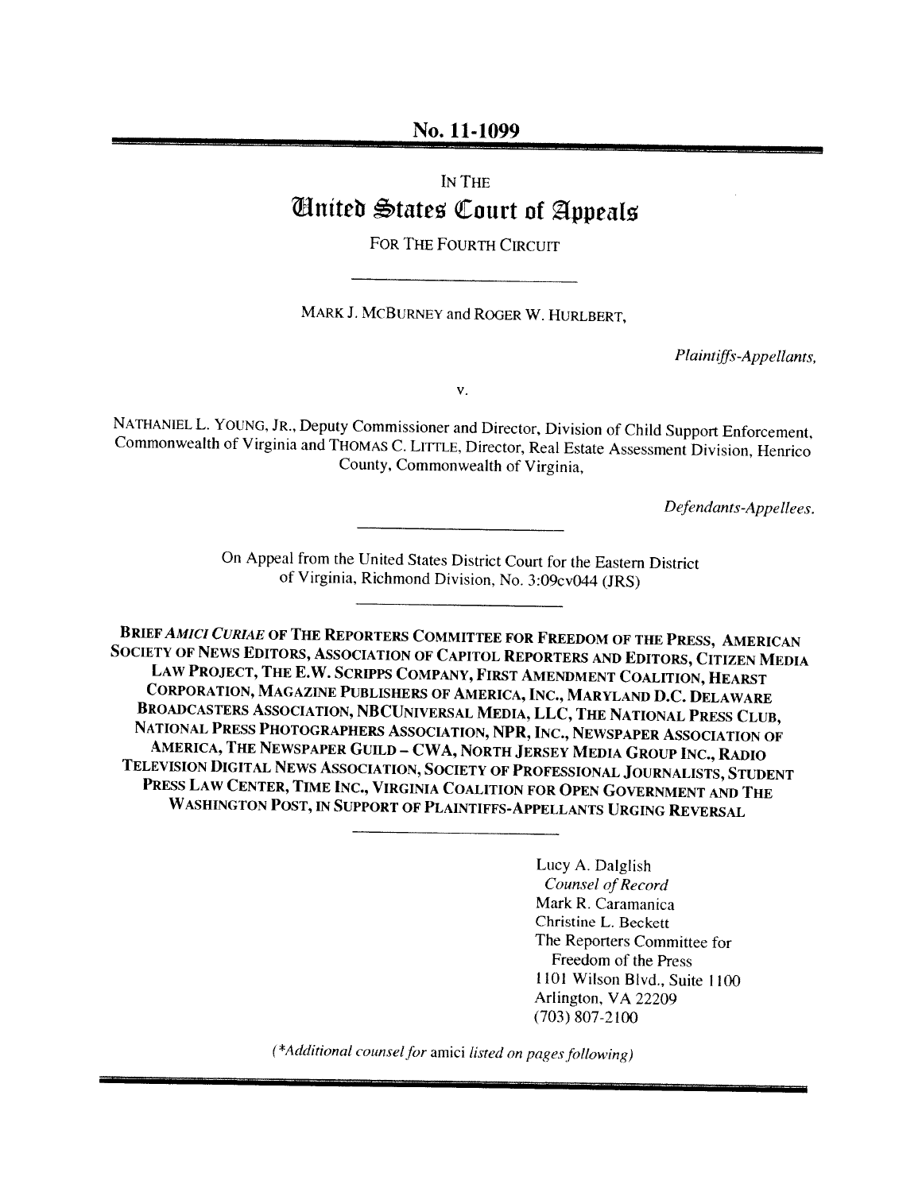No. 11-1099

IN THE

# United States Court of Appeals

FOR THE FOURTH CIRCUIT

---

MARK J. MCBURNEY and ROGER W. HURLBERT,

*Plaintiffs-Appellants,*

v.

NATHANIEL L. YOUNG, JR., Deputy Commissioner and Director, Division of Child Support Enforcement, Commonwealth of Virginia and THOMAS C. LITTLE, Director, Real Estate Assessment Division, Henrico County, Commonwealth of Virginia,

*Defendants-Appellees.*

---

On Appeal from the United States District Court for the Eastern District of Virginia, Richmond Division, No. 3:09cv044 (JRS)

---

BRIEF *AMICI CURIAE* OF THE REPORTERS COMMITTEE FOR FREEDOM OF THE PRESS, AMERICAN SOCIETY OF NEWS EDITORS, ASSOCIATION OF CAPITOL REPORTERS AND EDITORS, CITIZEN MEDIA LAW PROJECT, THE E.W. SCRIPPS COMPANY, FIRST AMENDMENT COALITION, HEARST CORPORATION, MAGAZINE PUBLISHERS OF AMERICA, INC., MARYLAND D.C. DELAWARE BROADCASTERS ASSOCIATION, NBCUNIVERSAL MEDIA, LLC, THE NATIONAL PRESS CLUB, NATIONAL PRESS PHOTOGRAPHERS ASSOCIATION, NPR, INC., NEWSPAPER ASSOCIATION OF AMERICA, THE NEWSPAPER GUILD – CWA, NORTH JERSEY MEDIA GROUP INC., RADIO TELEVISION DIGITAL NEWS ASSOCIATION, SOCIETY OF PROFESSIONAL JOURNALISTS, STUDENT PRESS LAW CENTER, TIME INC., VIRGINIA COALITION FOR OPEN GOVERNMENT AND THE WASHINGTON POST, IN SUPPORT OF PLAINTIFFS-APPELLANTS URGING REVERSAL

---

Lucy A. Dalglish
*Counsel of Record*
Mark R. Caramanica
Christine L. Beckett
The Reporters Committee for
Freedom of the Press
1101 Wilson Blvd., Suite 1100
Arlington, VA 22209
(703) 807-2100

(*\*Additional counsel for* amici *listed on pages following*)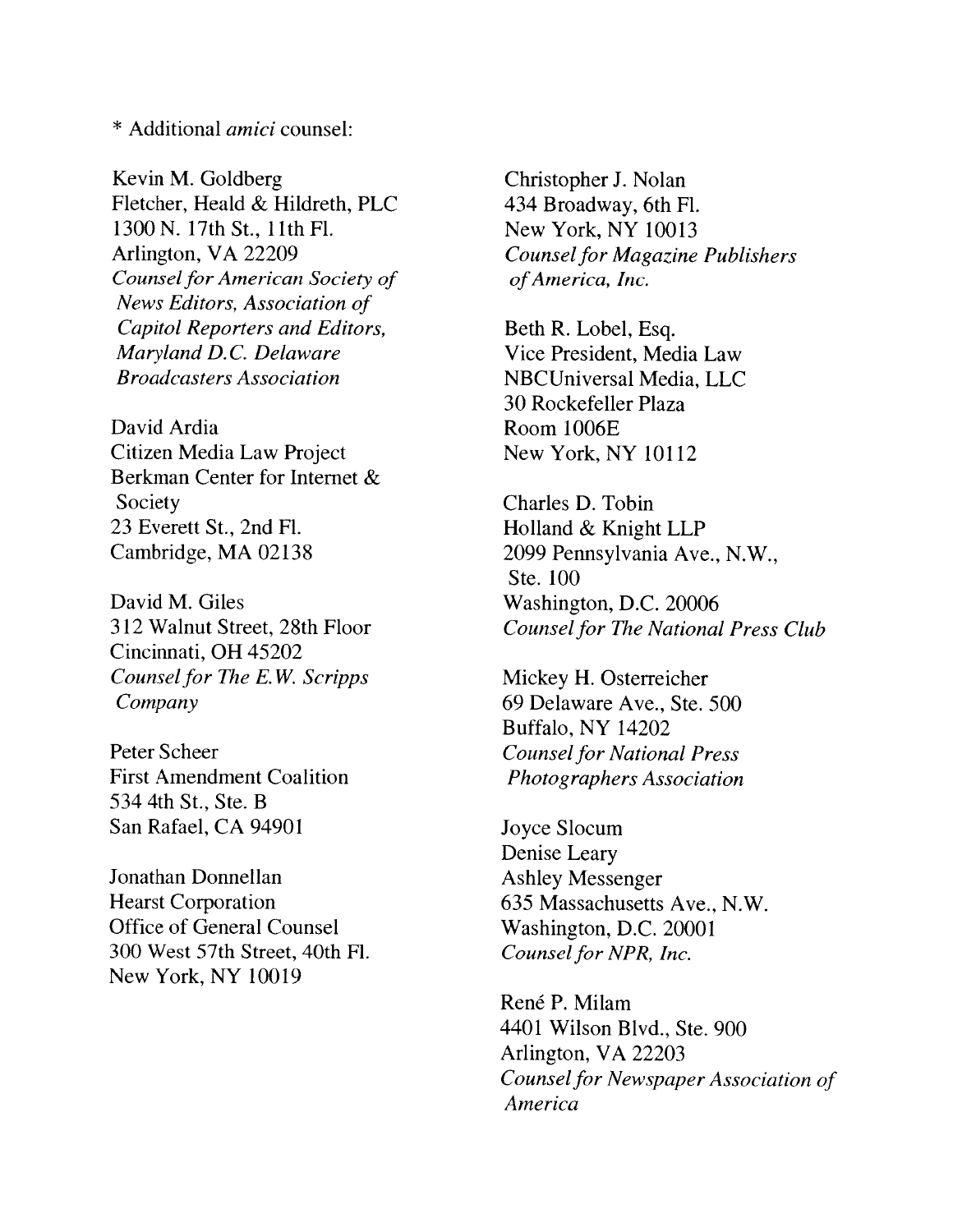\* Additional *amici* counsel:

Kevin M. Goldberg
Fletcher, Heald & Hildreth, PLC
1300 N. 17th St., 11th Fl.
Arlington, VA 22209
*Counsel for American Society of News Editors, Association of Capitol Reporters and Editors, Maryland D.C. Delaware Broadcasters Association*

David Ardia
Citizen Media Law Project
Berkman Center for Internet & Society
23 Everett St., 2nd Fl.
Cambridge, MA 02138

David M. Giles
312 Walnut Street, 28th Floor
Cincinnati, OH 45202
*Counsel for The E.W. Scripps Company*

Peter Scheer
First Amendment Coalition
534 4th St., Ste. B
San Rafael, CA 94901

Jonathan Donnellan
Hearst Corporation
Office of General Counsel
300 West 57th Street, 40th Fl.
New York, NY 10019

Christopher J. Nolan
434 Broadway, 6th Fl.
New York, NY 10013
*Counsel for Magazine Publishers of America, Inc.*

Beth R. Lobel, Esq.
Vice President, Media Law
NBCUniversal Media, LLC
30 Rockefeller Plaza
Room 1006E
New York, NY 10112

Charles D. Tobin
Holland & Knight LLP
2099 Pennsylvania Ave., N.W., Ste. 100
Washington, D.C. 20006
*Counsel for The National Press Club*

Mickey H. Osterreicher
69 Delaware Ave., Ste. 500
Buffalo, NY 14202
*Counsel for National Press Photographers Association*

Joyce Slocum
Denise Leary
Ashley Messenger
635 Massachusetts Ave., N.W.
Washington, D.C. 20001
*Counsel for NPR, Inc.*

René P. Milam
4401 Wilson Blvd., Ste. 900
Arlington, VA 22203
*Counsel for Newspaper Association of America*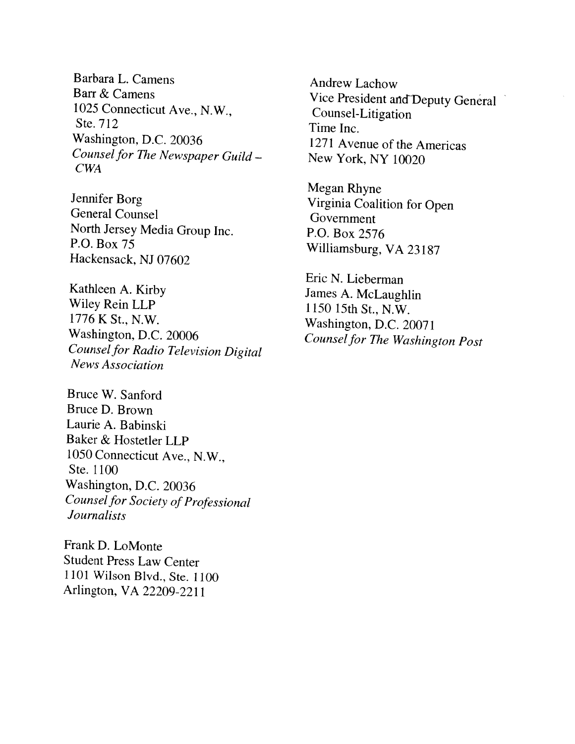Barbara L. Camens
Barr & Camens
1025 Connecticut Ave., N.W.,
Ste. 712
Washington, D.C. 20036
*Counsel for The Newspaper Guild – CWA*

Jennifer Borg
General Counsel
North Jersey Media Group Inc.
P.O. Box 75
Hackensack, NJ 07602

Kathleen A. Kirby
Wiley Rein LLP
1776 K St., N.W.
Washington, D.C. 20006
*Counsel for Radio Television Digital News Association*

Bruce W. Sanford
Bruce D. Brown
Laurie A. Babinski
Baker & Hostetler LLP
1050 Connecticut Ave., N.W.,
Ste. 1100
Washington, D.C. 20036
*Counsel for Society of Professional Journalists*

Frank D. LoMonte
Student Press Law Center
1101 Wilson Blvd., Ste. 1100
Arlington, VA 22209-2211

Andrew Lachow
Vice President and Deputy General Counsel-Litigation
Time Inc.
1271 Avenue of the Americas
New York, NY 10020

Megan Rhyne
Virginia Coalition for Open Government
P.O. Box 2576
Williamsburg, VA 23187

Eric N. Lieberman
James A. McLaughlin
1150 15th St., N.W.
Washington, D.C. 20071
*Counsel for The Washington Post*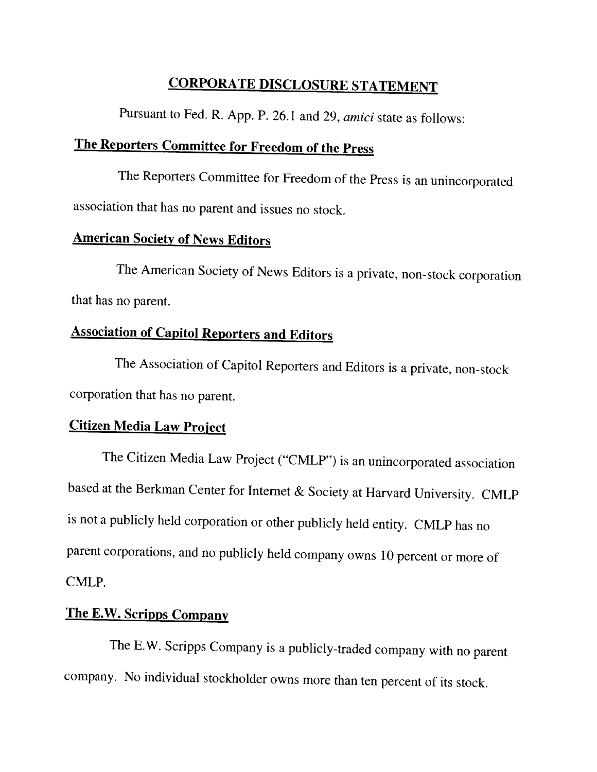# CORPORATE DISCLOSURE STATEMENT

Pursuant to Fed. R. App. P. 26.1 and 29, *amici* state as follows:

## The Reporters Committee for Freedom of the Press

The Reporters Committee for Freedom of the Press is an unincorporated association that has no parent and issues no stock.

## American Society of News Editors

The American Society of News Editors is a private, non-stock corporation that has no parent.

## Association of Capitol Reporters and Editors

The Association of Capitol Reporters and Editors is a private, non-stock corporation that has no parent.

## Citizen Media Law Project

The Citizen Media Law Project ("CMLP") is an unincorporated association based at the Berkman Center for Internet & Society at Harvard University. CMLP is not a publicly held corporation or other publicly held entity. CMLP has no parent corporations, and no publicly held company owns 10 percent or more of CMLP.

## The E.W. Scripps Company

The E.W. Scripps Company is a publicly-traded company with no parent company. No individual stockholder owns more than ten percent of its stock.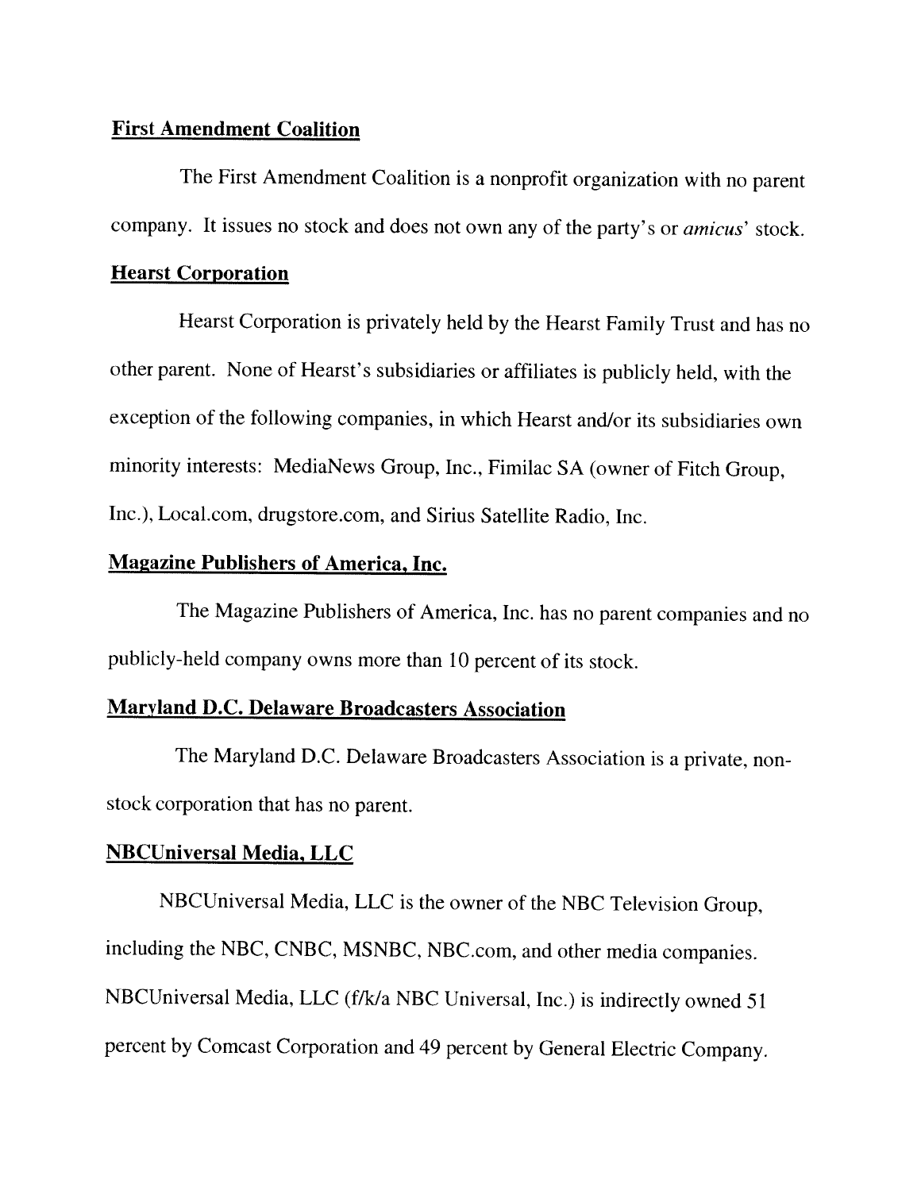**First Amendment Coalition**

The First Amendment Coalition is a nonprofit organization with no parent company. It issues no stock and does not own any of the party's or *amicus*' stock.

**Hearst Corporation**

Hearst Corporation is privately held by the Hearst Family Trust and has no other parent. None of Hearst's subsidiaries or affiliates is publicly held, with the exception of the following companies, in which Hearst and/or its subsidiaries own minority interests: MediaNews Group, Inc., Fimilac SA (owner of Fitch Group, Inc.), Local.com, drugstore.com, and Sirius Satellite Radio, Inc.

**Magazine Publishers of America, Inc.**

The Magazine Publishers of America, Inc. has no parent companies and no publicly-held company owns more than 10 percent of its stock.

**Maryland D.C. Delaware Broadcasters Association**

The Maryland D.C. Delaware Broadcasters Association is a private, non-stock corporation that has no parent.

**NBCUniversal Media, LLC**

NBCUniversal Media, LLC is the owner of the NBC Television Group, including the NBC, CNBC, MSNBC, NBC.com, and other media companies. NBCUniversal Media, LLC (f/k/a NBC Universal, Inc.) is indirectly owned 51 percent by Comcast Corporation and 49 percent by General Electric Company.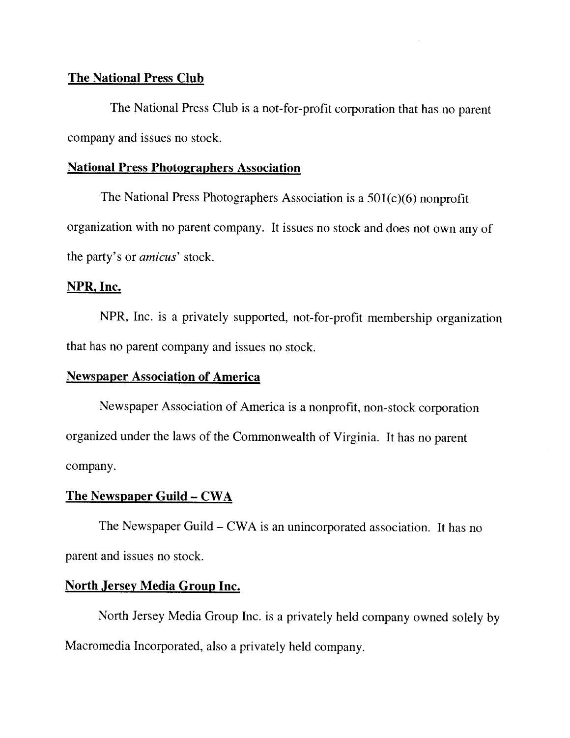**The National Press Club**

The National Press Club is a not-for-profit corporation that has no parent company and issues no stock.

**National Press Photographers Association**

The National Press Photographers Association is a 501(c)(6) nonprofit organization with no parent company. It issues no stock and does not own any of the party's or *amicus*' stock.

**NPR, Inc.**

NPR, Inc. is a privately supported, not-for-profit membership organization that has no parent company and issues no stock.

**Newspaper Association of America**

Newspaper Association of America is a nonprofit, non-stock corporation organized under the laws of the Commonwealth of Virginia. It has no parent company.

**The Newspaper Guild – CWA**

The Newspaper Guild – CWA is an unincorporated association. It has no parent and issues no stock.

**North Jersey Media Group Inc.**

North Jersey Media Group Inc. is a privately held company owned solely by Macromedia Incorporated, also a privately held company.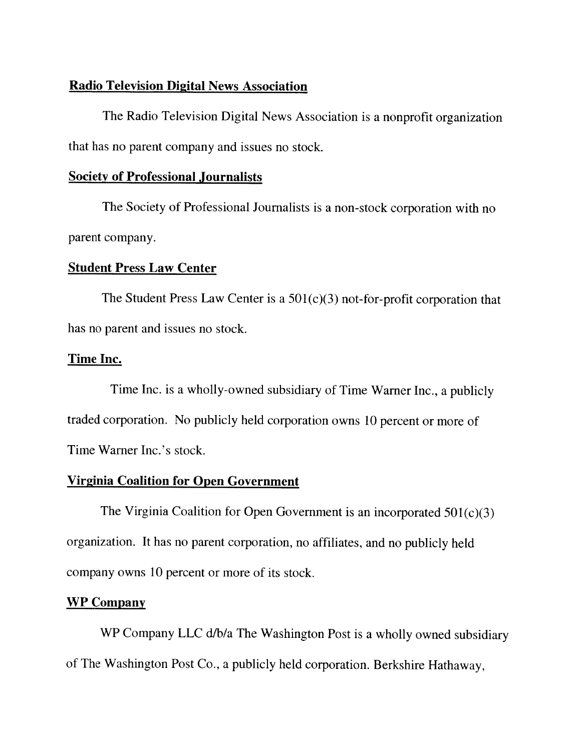**Radio Television Digital News Association**

The Radio Television Digital News Association is a nonprofit organization that has no parent company and issues no stock.

**Society of Professional Journalists**

The Society of Professional Journalists is a non-stock corporation with no parent company.

**Student Press Law Center**

The Student Press Law Center is a 501(c)(3) not-for-profit corporation that has no parent and issues no stock.

**Time Inc.**

Time Inc. is a wholly-owned subsidiary of Time Warner Inc., a publicly traded corporation. No publicly held corporation owns 10 percent or more of Time Warner Inc.'s stock.

**Virginia Coalition for Open Government**

The Virginia Coalition for Open Government is an incorporated 501(c)(3) organization. It has no parent corporation, no affiliates, and no publicly held company owns 10 percent or more of its stock.

**WP Company**

WP Company LLC d/b/a The Washington Post is a wholly owned subsidiary of The Washington Post Co., a publicly held corporation. Berkshire Hathaway,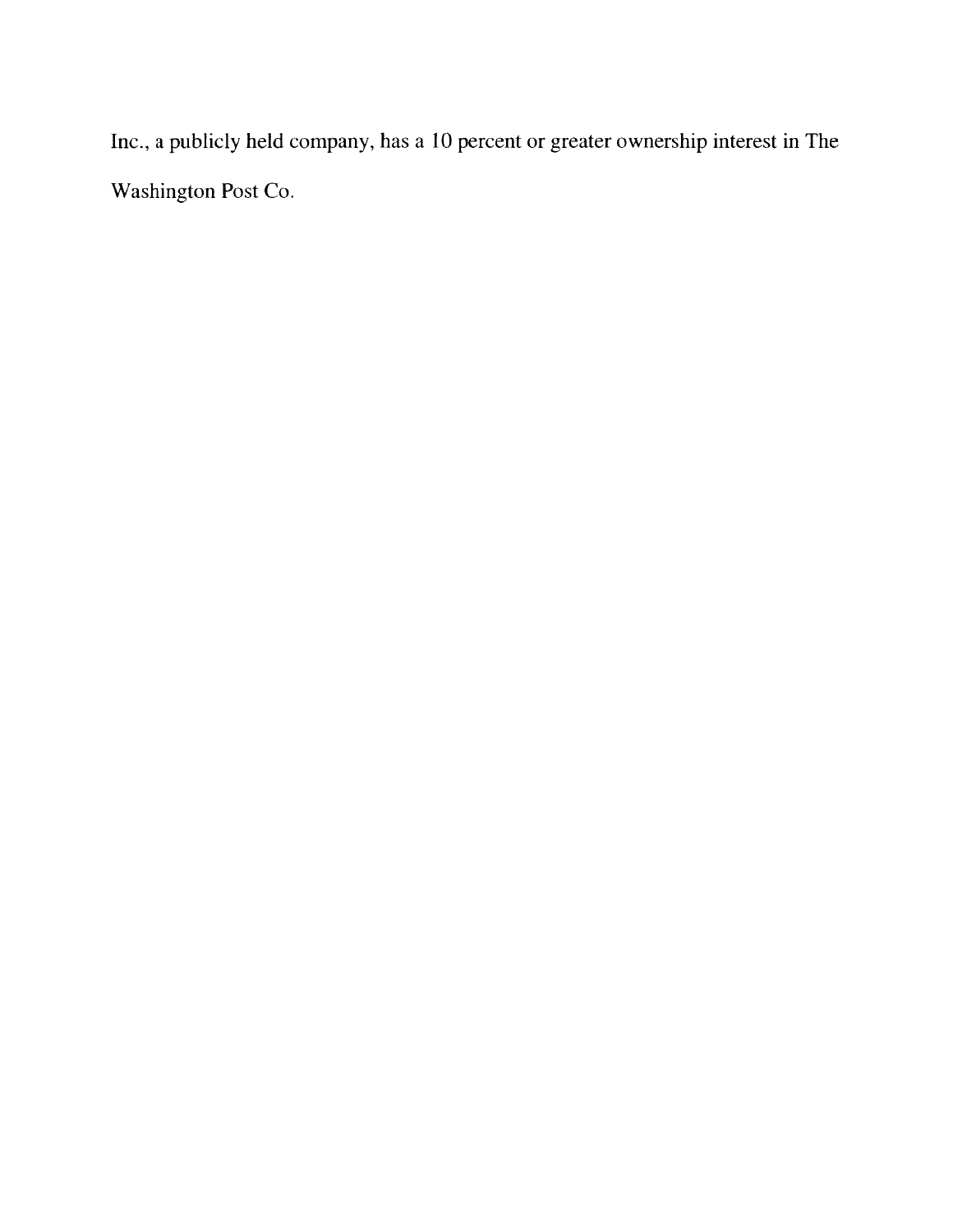Inc., a publicly held company, has a 10 percent or greater ownership interest in The Washington Post Co.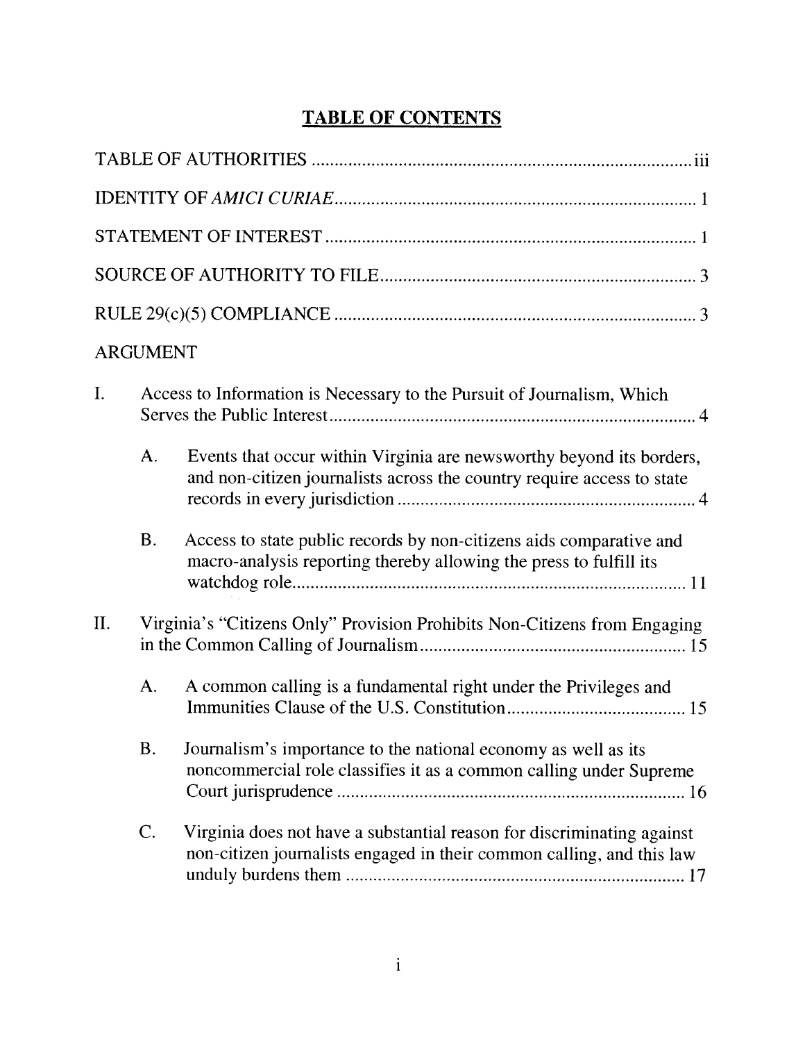## TABLE OF CONTENTS

TABLE OF AUTHORITIES .................................................................................... iii

IDENTITY OF *AMICI CURIAE* ................................................................................ 1

STATEMENT OF INTEREST .................................................................................. 1

SOURCE OF AUTHORITY TO FILE ...................................................................... 3

RULE 29(c)(5) COMPLIANCE ................................................................................ 3

ARGUMENT

I. Access to Information is Necessary to the Pursuit of Journalism, Which Serves the Public Interest ................................................................................ 4

   A. Events that occur within Virginia are newsworthy beyond its borders, and non-citizen journalists across the country require access to state records in every jurisdiction ................................................................. 4

   B. Access to state public records by non-citizens aids comparative and macro-analysis reporting thereby allowing the press to fulfill its watchdog role ....................................................................................... 11

II. Virginia's "Citizens Only" Provision Prohibits Non-Citizens from Engaging in the Common Calling of Journalism ........................................................ 15

   A. A common calling is a fundamental right under the Privileges and Immunities Clause of the U.S. Constitution ....................................... 15

   B. Journalism's importance to the national economy as well as its noncommercial role classifies it as a common calling under Supreme Court jurisprudence ............................................................................ 16

   C. Virginia does not have a substantial reason for discriminating against non-citizen journalists engaged in their common calling, and this law unduly burdens them ......................................................................... 17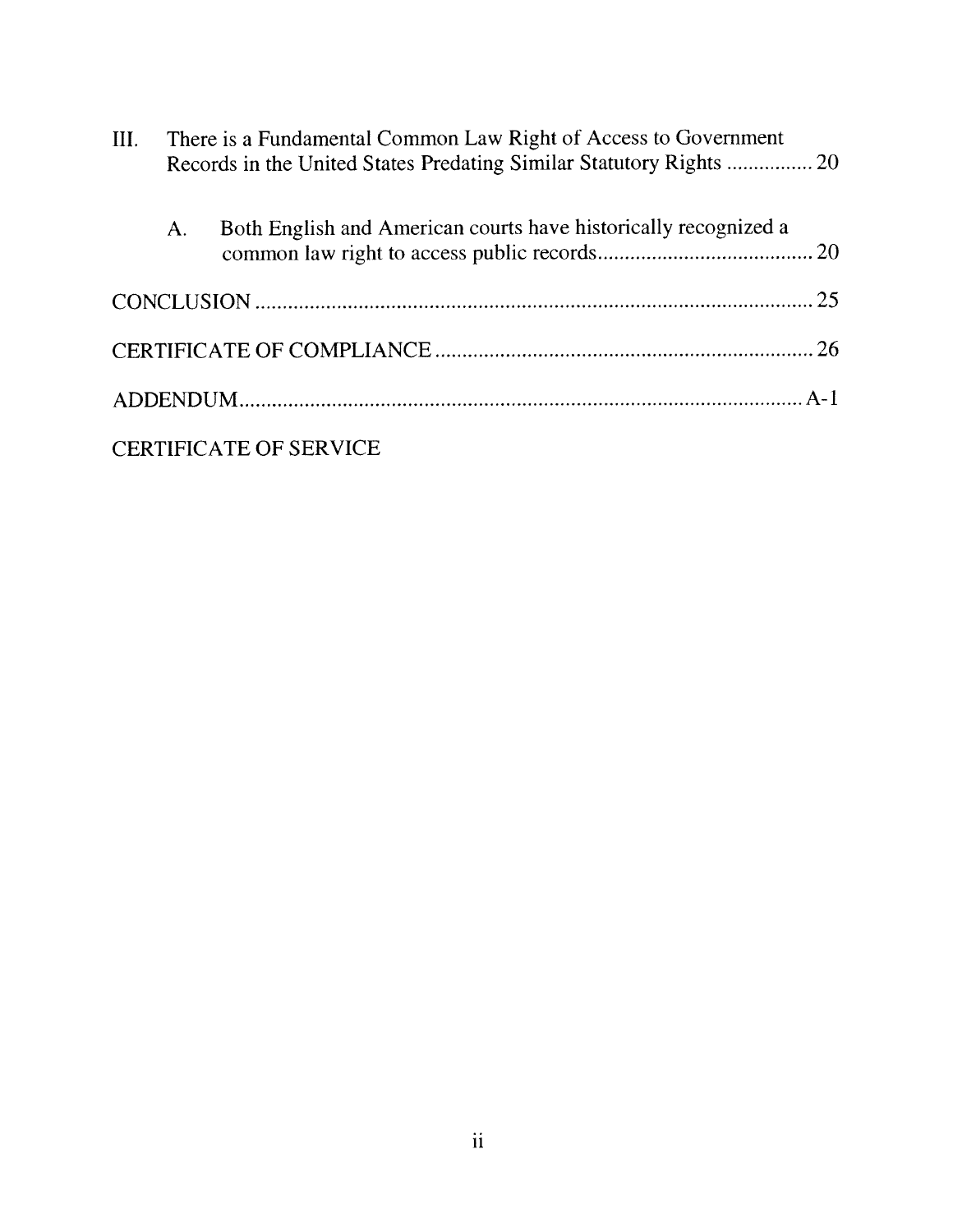III. There is a Fundamental Common Law Right of Access to Government Records in the United States Predating Similar Statutory Rights ................ 20

  A. Both English and American courts have historically recognized a common law right to access public records........................................ 20

CONCLUSION ........................................................................................ 25

CERTIFICATE OF COMPLIANCE ..................................................................... 26

ADDENDUM......................................................................................... A-1

CERTIFICATE OF SERVICE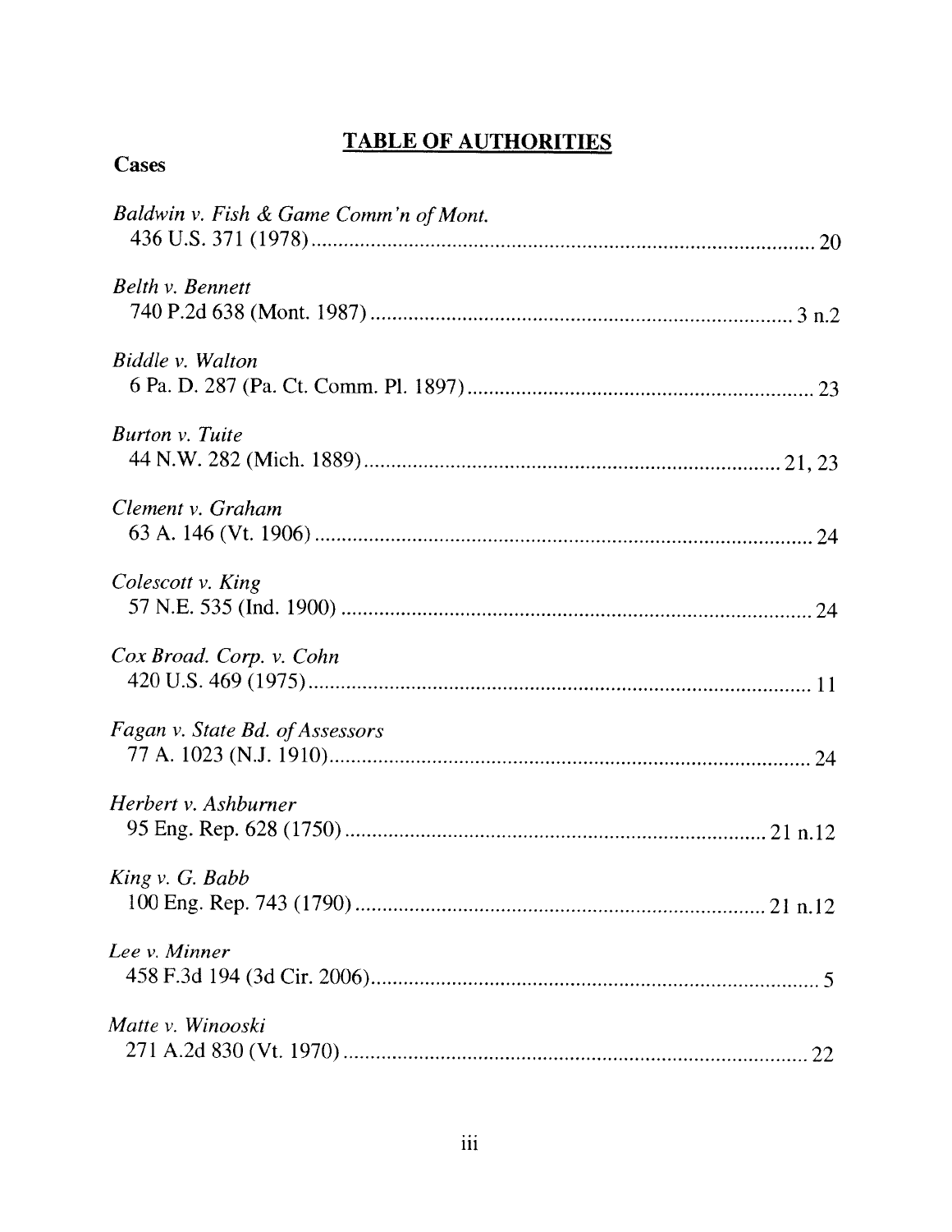## TABLE OF AUTHORITIES

### Cases

*Baldwin v. Fish & Game Comm'n of Mont.*
436 U.S. 371 (1978) .................................................................................................. 20

*Belth v. Bennett*
740 P.2d 638 (Mont. 1987) ................................................................................ 3 n.2

*Biddle v. Walton*
6 Pa. D. 287 (Pa. Ct. Comm. Pl. 1897) .................................................................. 23

*Burton v. Tuite*
44 N.W. 282 (Mich. 1889) ................................................................................ 21, 23

*Clement v. Graham*
63 A. 146 (Vt. 1906) ................................................................................................ 24

*Colescott v. King*
57 N.E. 535 (Ind. 1900) ........................................................................................... 24

*Cox Broad. Corp. v. Cohn*
420 U.S. 469 (1975) .................................................................................................. 11

*Fagan v. State Bd. of Assessors*
77 A. 1023 (N.J. 1910) .............................................................................................. 24

*Herbert v. Ashburner*
95 Eng. Rep. 628 (1750) ................................................................................ 21 n.12

*King v. G. Babb*
100 Eng. Rep. 743 (1790) .............................................................................. 21 n.12

*Lee v. Minner*
458 F.3d 194 (3d Cir. 2006) ........................................................................................ 5

*Matte v. Winooski*
271 A.2d 830 (Vt. 1970) ........................................................................................... 22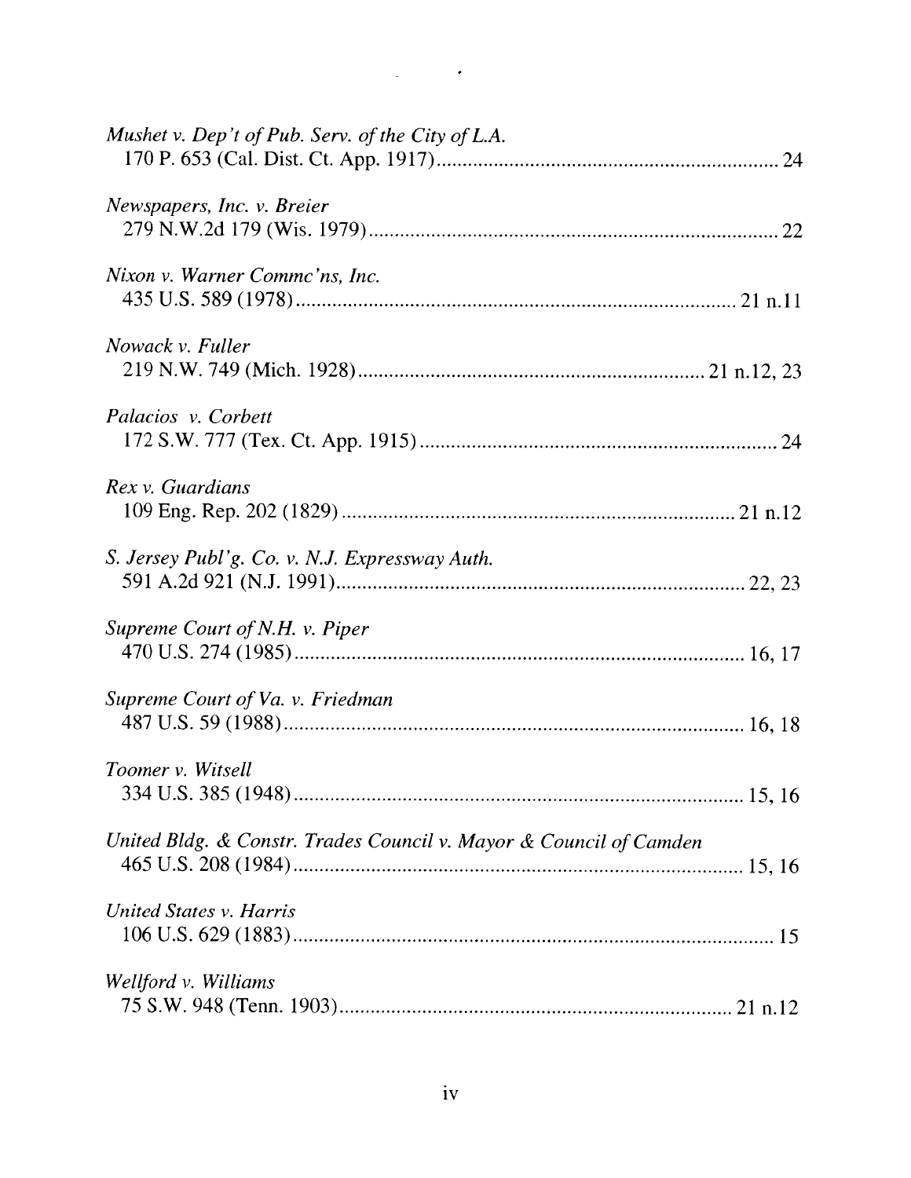*Mushet v. Dep't of Pub. Serv. of the City of L.A.*
170 P. 653 (Cal. Dist. Ct. App. 1917) ........................................................ 24

*Newspapers, Inc. v. Breier*
279 N.W.2d 179 (Wis. 1979) ........................................................ 22

*Nixon v. Warner Commc'ns, Inc.*
435 U.S. 589 (1978) ........................................................ 21 n.11

*Nowack v. Fuller*
219 N.W. 749 (Mich. 1928) ........................................................ 21 n.12, 23

*Palacios v. Corbett*
172 S.W. 777 (Tex. Ct. App. 1915) ........................................................ 24

*Rex v. Guardians*
109 Eng. Rep. 202 (1829) ........................................................ 21 n.12

*S. Jersey Publ'g. Co. v. N.J. Expressway Auth.*
591 A.2d 921 (N.J. 1991) ........................................................ 22, 23

*Supreme Court of N.H. v. Piper*
470 U.S. 274 (1985) ........................................................ 16, 17

*Supreme Court of Va. v. Friedman*
487 U.S. 59 (1988) ........................................................ 16, 18

*Toomer v. Witsell*
334 U.S. 385 (1948) ........................................................ 15, 16

*United Bldg. & Constr. Trades Council v. Mayor & Council of Camden*
465 U.S. 208 (1984) ........................................................ 15, 16

*United States v. Harris*
106 U.S. 629 (1883) ........................................................ 15

*Wellford v. Williams*
75 S.W. 948 (Tenn. 1903) ........................................................ 21 n.12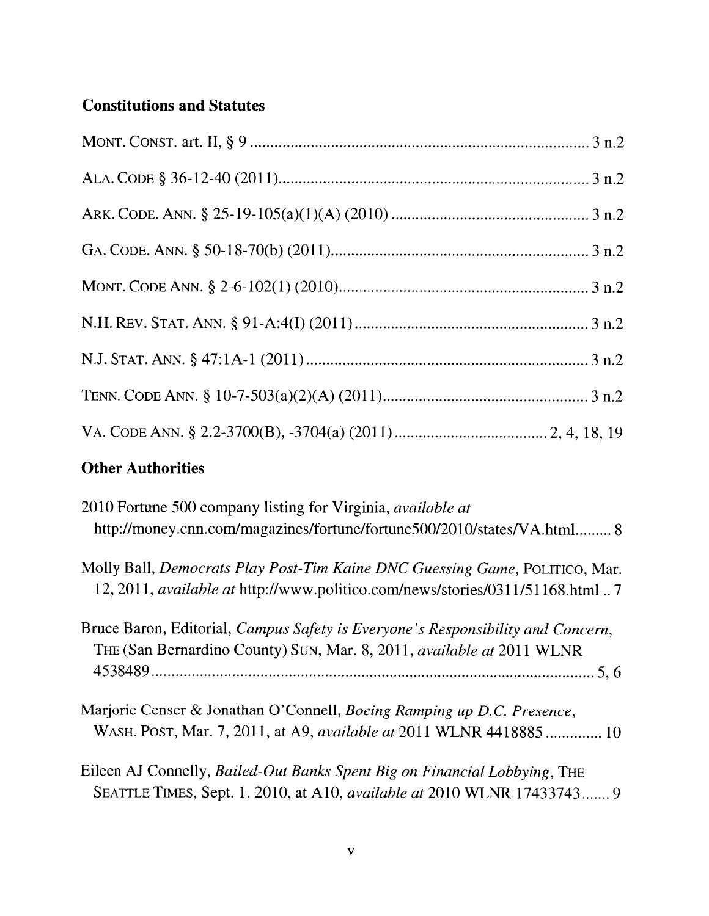## Constitutions and Statutes

MONT. CONST. art. II, § 9 .................................................................................... 3 n.2

ALA. CODE § 36-12-40 (2011)............................................................................ 3 n.2

ARK. CODE. ANN. § 25-19-105(a)(1)(A) (2010) ................................................ 3 n.2

GA. CODE. ANN. § 50-18-70(b) (2011)............................................................... 3 n.2

MONT. CODE ANN. § 2-6-102(1) (2010)............................................................. 3 n.2

N.H. REV. STAT. ANN. § 91-A:4(I) (2011).......................................................... 3 n.2

N.J. STAT. ANN. § 47:1A-1 (2011)...................................................................... 3 n.2

TENN. CODE ANN. § 10-7-503(a)(2)(A) (2011).................................................. 3 n.2

VA. CODE ANN. § 2.2-3700(B), -3704(a) (2011)...................................... 2, 4, 18, 19

## Other Authorities

2010 Fortune 500 company listing for Virginia, *available at* http://money.cnn.com/magazines/fortune/fortune500/2010/states/VA.html......... 8

Molly Ball, *Democrats Play Post-Tim Kaine DNC Guessing Game*, POLITICO, Mar. 12, 2011, *available at* http://www.politico.com/news/stories/0311/51168.html .. 7

Bruce Baron, Editorial, *Campus Safety is Everyone's Responsibility and Concern*, THE (San Bernardino County) SUN, Mar. 8, 2011, *available at* 2011 WLNR 4538489.............................................................................................................. 5, 6

Marjorie Censer & Jonathan O'Connell, *Boeing Ramping up D.C. Presence*, WASH. POST, Mar. 7, 2011, at A9, *available at* 2011 WLNR 4418885 .............. 10

Eileen AJ Connelly, *Bailed-Out Banks Spent Big on Financial Lobbying*, THE SEATTLE TIMES, Sept. 1, 2010, at A10, *available at* 2010 WLNR 17433743....... 9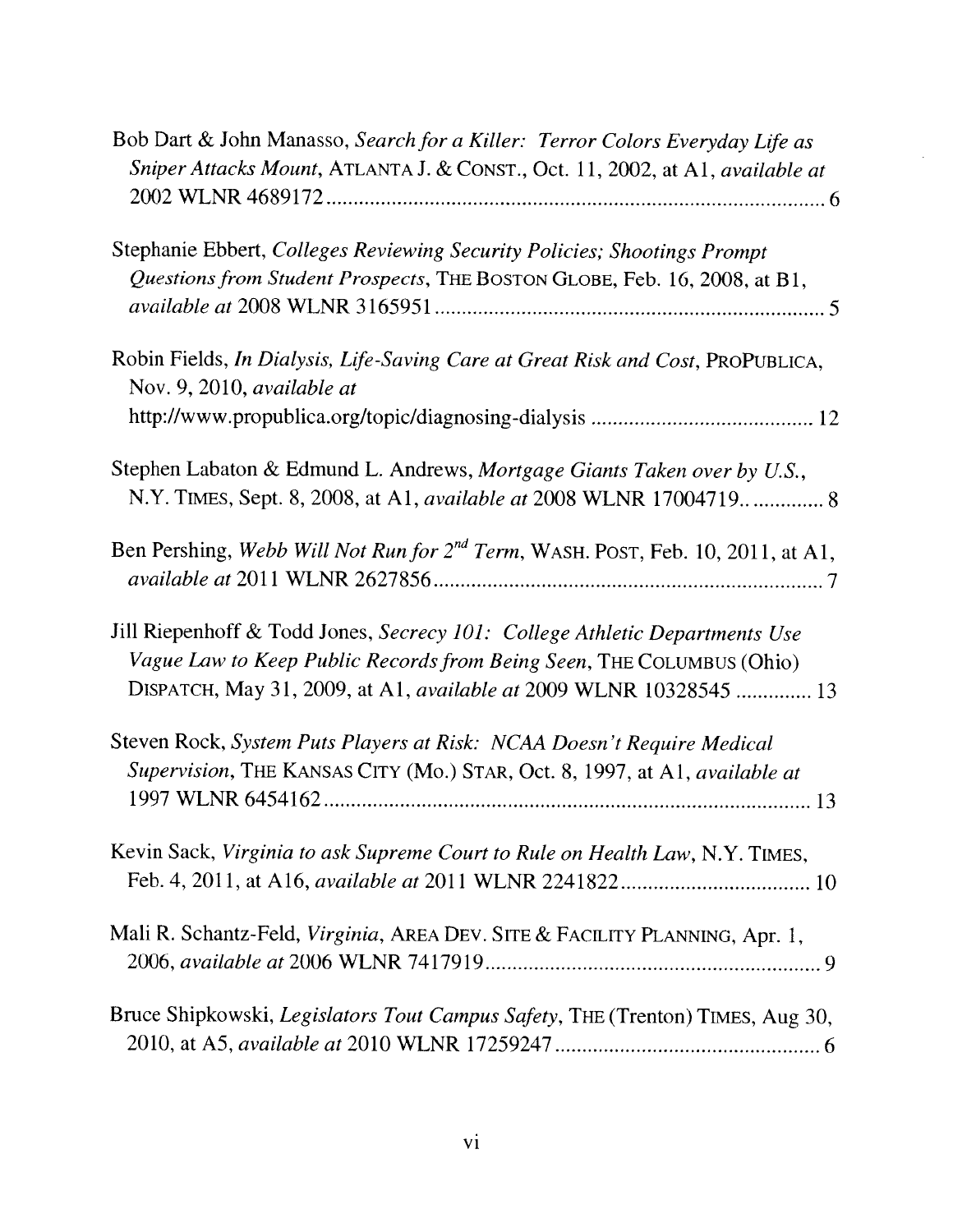Bob Dart & John Manasso, *Search for a Killer: Terror Colors Everyday Life as Sniper Attacks Mount*, ATLANTA J. & CONST., Oct. 11, 2002, at A1, *available at* 2002 WLNR 4689172 ............................................................................................ 6

Stephanie Ebbert, *Colleges Reviewing Security Policies; Shootings Prompt Questions from Student Prospects*, THE BOSTON GLOBE, Feb. 16, 2008, at B1, *available at* 2008 WLNR 3165951 ....................................................................... 5

Robin Fields, *In Dialysis, Life-Saving Care at Great Risk and Cost*, PROPUBLICA, Nov. 9, 2010, *available at* http://www.propublica.org/topic/diagnosing-dialysis ........................................ 12

Stephen Labaton & Edmund L. Andrews, *Mortgage Giants Taken over by U.S.*, N.Y. TIMES, Sept. 8, 2008, at A1, *available at* 2008 WLNR 17004719.. ............ 8

Ben Pershing, *Webb Will Not Run for 2nd Term*, WASH. POST, Feb. 10, 2011, at A1, *available at* 2011 WLNR 2627856 ...................................................................... 7

Jill Riepenhoff & Todd Jones, *Secrecy 101: College Athletic Departments Use Vague Law to Keep Public Records from Being Seen*, THE COLUMBUS (Ohio) DISPATCH, May 31, 2009, at A1, *available at* 2009 WLNR 10328545 .............. 13

Steven Rock, *System Puts Players at Risk: NCAA Doesn't Require Medical Supervision*, THE KANSAS CITY (MO.) STAR, Oct. 8, 1997, at A1, *available at* 1997 WLNR 6454162 ......................................................................................... 13

Kevin Sack, *Virginia to ask Supreme Court to Rule on Health Law*, N.Y. TIMES, Feb. 4, 2011, at A16, *available at* 2011 WLNR 2241822 .................................. 10

Mali R. Schantz-Feld, *Virginia*, AREA DEV. SITE & FACILITY PLANNING, Apr. 1, 2006, *available at* 2006 WLNR 7417919 ............................................................. 9

Bruce Shipkowski, *Legislators Tout Campus Safety*, THE (Trenton) TIMES, Aug 30, 2010, at A5, *available at* 2010 WLNR 17259247 ................................................ 6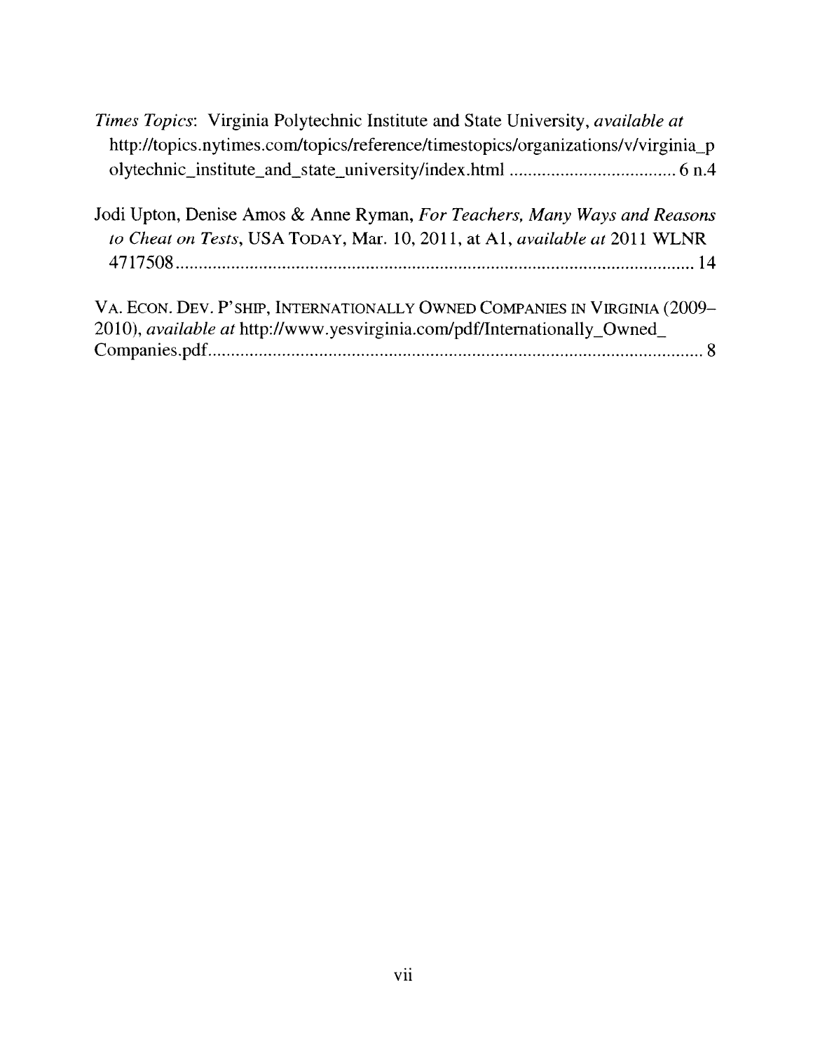*Times Topics*: Virginia Polytechnic Institute and State University, *available at* http://topics.nytimes.com/topics/reference/timestopics/organizations/v/virginia_polytechnic_institute_and_state_university/index.html .................................... 6 n.4

Jodi Upton, Denise Amos & Anne Ryman, *For Teachers, Many Ways and Reasons to Cheat on Tests*, USA TODAY, Mar. 10, 2011, at A1, *available at* 2011 WLNR 4717508 ................................................................................................ 14

VA. ECON. DEV. P'SHIP, INTERNATIONALLY OWNED COMPANIES IN VIRGINIA (2009–2010), *available at* http://www.yesvirginia.com/pdf/Internationally_Owned_Companies.pdf ........................................................................................... 8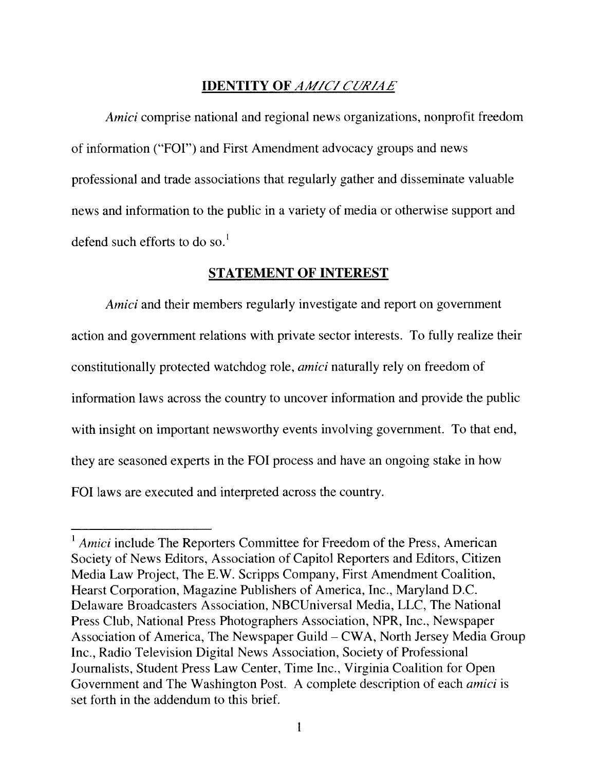## IDENTITY OF *AMICI CURIAE*

*Amici* comprise national and regional news organizations, nonprofit freedom of information ("FOI") and First Amendment advocacy groups and news professional and trade associations that regularly gather and disseminate valuable news and information to the public in a variety of media or otherwise support and defend such efforts to do so.[1]

## STATEMENT OF INTEREST

*Amici* and their members regularly investigate and report on government action and government relations with private sector interests. To fully realize their constitutionally protected watchdog role, *amici* naturally rely on freedom of information laws across the country to uncover information and provide the public with insight on important newsworthy events involving government. To that end, they are seasoned experts in the FOI process and have an ongoing stake in how FOI laws are executed and interpreted across the country.

---

[1] *Amici* include The Reporters Committee for Freedom of the Press, American Society of News Editors, Association of Capitol Reporters and Editors, Citizen Media Law Project, The E.W. Scripps Company, First Amendment Coalition, Hearst Corporation, Magazine Publishers of America, Inc., Maryland D.C. Delaware Broadcasters Association, NBCUniversal Media, LLC, The National Press Club, National Press Photographers Association, NPR, Inc., Newspaper Association of America, The Newspaper Guild – CWA, North Jersey Media Group Inc., Radio Television Digital News Association, Society of Professional Journalists, Student Press Law Center, Time Inc., Virginia Coalition for Open Government and The Washington Post. A complete description of each *amici* is set forth in the addendum to this brief.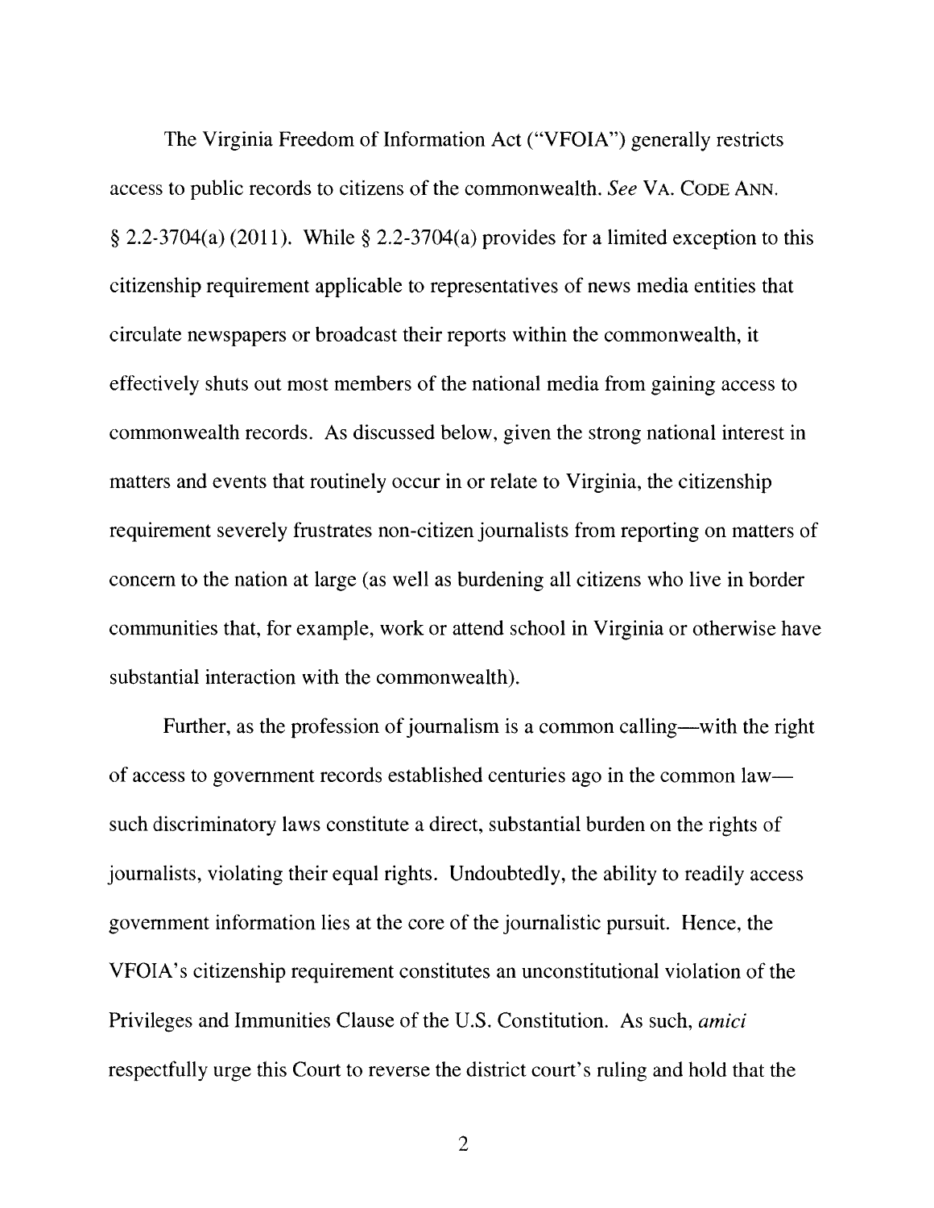The Virginia Freedom of Information Act ("VFOIA") generally restricts access to public records to citizens of the commonwealth. *See* VA. CODE ANN. § 2.2-3704(a) (2011). While § 2.2-3704(a) provides for a limited exception to this citizenship requirement applicable to representatives of news media entities that circulate newspapers or broadcast their reports within the commonwealth, it effectively shuts out most members of the national media from gaining access to commonwealth records. As discussed below, given the strong national interest in matters and events that routinely occur in or relate to Virginia, the citizenship requirement severely frustrates non-citizen journalists from reporting on matters of concern to the nation at large (as well as burdening all citizens who live in border communities that, for example, work or attend school in Virginia or otherwise have substantial interaction with the commonwealth).

Further, as the profession of journalism is a common calling—with the right of access to government records established centuries ago in the common law—such discriminatory laws constitute a direct, substantial burden on the rights of journalists, violating their equal rights. Undoubtedly, the ability to readily access government information lies at the core of the journalistic pursuit. Hence, the VFOIA's citizenship requirement constitutes an unconstitutional violation of the Privileges and Immunities Clause of the U.S. Constitution. As such, *amici* respectfully urge this Court to reverse the district court's ruling and hold that the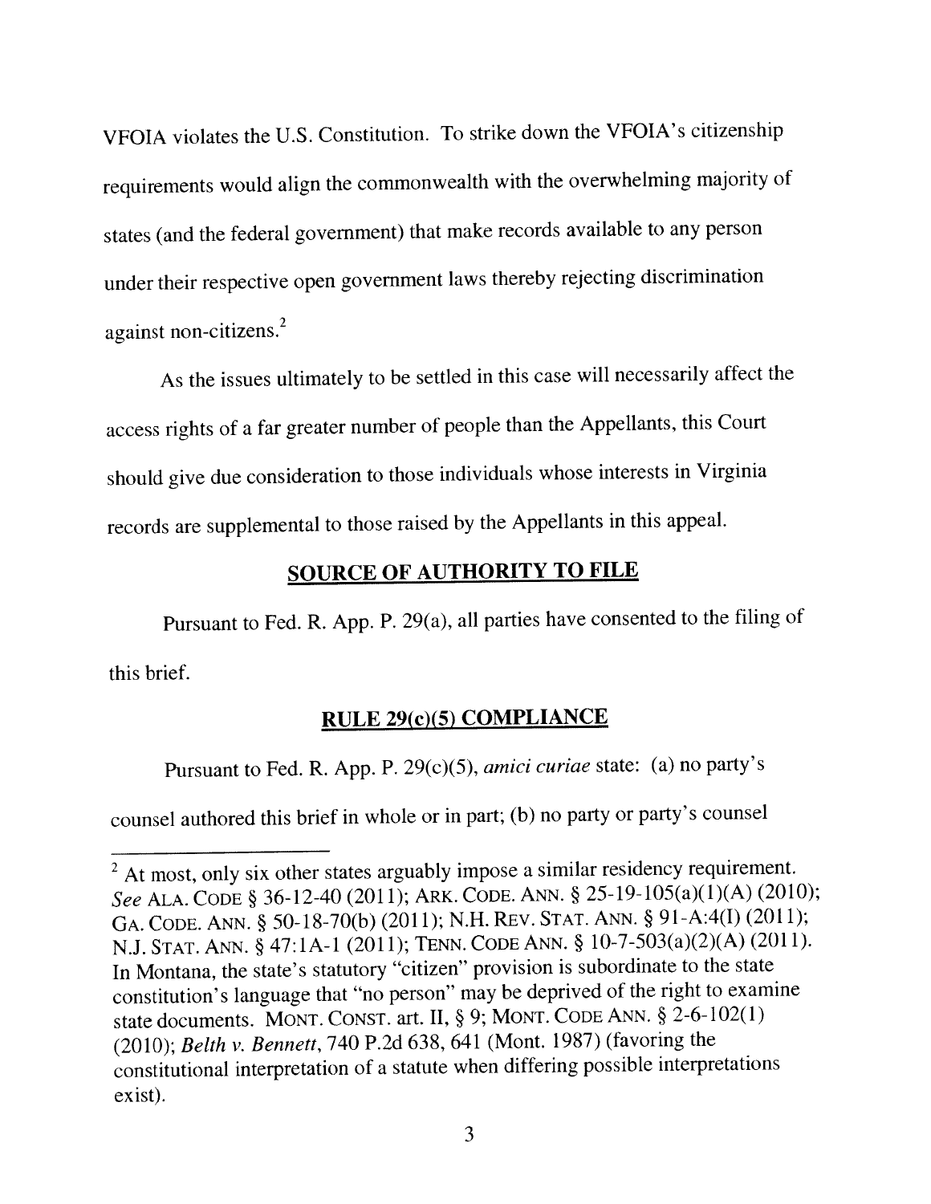VFOIA violates the U.S. Constitution. To strike down the VFOIA's citizenship requirements would align the commonwealth with the overwhelming majority of states (and the federal government) that make records available to any person under their respective open government laws thereby rejecting discrimination against non-citizens.[2]

As the issues ultimately to be settled in this case will necessarily affect the access rights of a far greater number of people than the Appellants, this Court should give due consideration to those individuals whose interests in Virginia records are supplemental to those raised by the Appellants in this appeal.

## SOURCE OF AUTHORITY TO FILE

Pursuant to Fed. R. App. P. 29(a), all parties have consented to the filing of this brief.

## RULE 29(c)(5) COMPLIANCE

Pursuant to Fed. R. App. P. 29(c)(5), *amici curiae* state: (a) no party's counsel authored this brief in whole or in part; (b) no party or party's counsel

---

[2] At most, only six other states arguably impose a similar residency requirement. *See* ALA. CODE § 36-12-40 (2011); ARK. CODE. ANN. § 25-19-105(a)(1)(A) (2010); GA. CODE. ANN. § 50-18-70(b) (2011); N.H. REV. STAT. ANN. § 91-A:4(I) (2011); N.J. STAT. ANN. § 47:1A-1 (2011); TENN. CODE ANN. § 10-7-503(a)(2)(A) (2011). In Montana, the state's statutory "citizen" provision is subordinate to the state constitution's language that "no person" may be deprived of the right to examine state documents. MONT. CONST. art. II, § 9; MONT. CODE ANN. § 2-6-102(1) (2010); *Belth v. Bennett*, 740 P.2d 638, 641 (Mont. 1987) (favoring the constitutional interpretation of a statute when differing possible interpretations exist).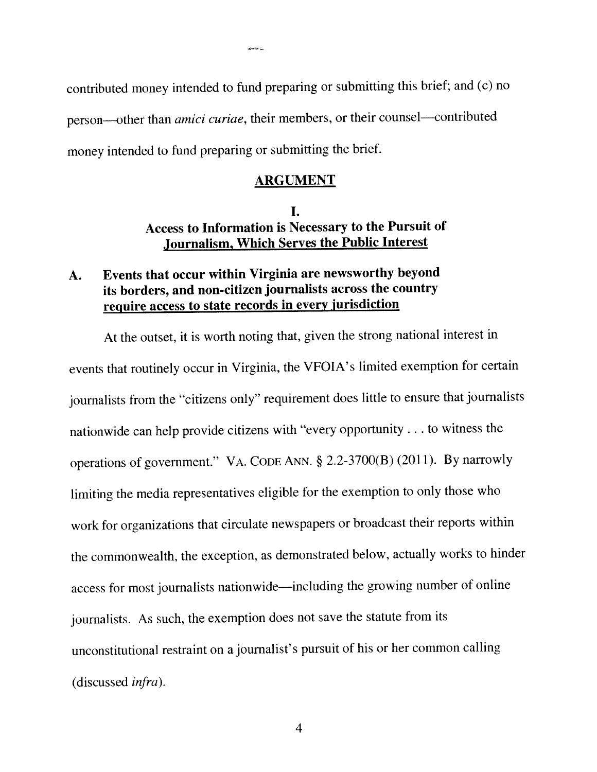contributed money intended to fund preparing or submitting this brief; and (c) no person—other than *amici curiae*, their members, or their counsel—contributed money intended to fund preparing or submitting the brief.

## ARGUMENT

### I.
### Access to Information is Necessary to the Pursuit of Journalism, Which Serves the Public Interest

#### A. Events that occur within Virginia are newsworthy beyond its borders, and non-citizen journalists across the country require access to state records in every jurisdiction

At the outset, it is worth noting that, given the strong national interest in events that routinely occur in Virginia, the VFOIA's limited exemption for certain journalists from the "citizens only" requirement does little to ensure that journalists nationwide can help provide citizens with "every opportunity . . . to witness the operations of government." VA. CODE ANN. § 2.2-3700(B) (2011). By narrowly limiting the media representatives eligible for the exemption to only those who work for organizations that circulate newspapers or broadcast their reports within the commonwealth, the exception, as demonstrated below, actually works to hinder access for most journalists nationwide—including the growing number of online journalists. As such, the exemption does not save the statute from its unconstitutional restraint on a journalist's pursuit of his or her common calling (discussed *infra*).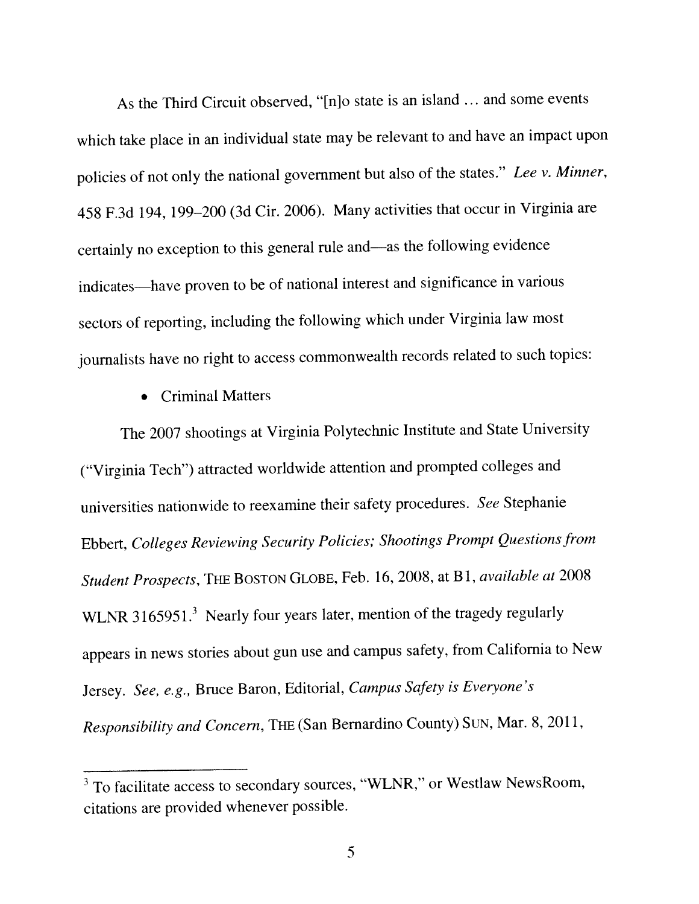As the Third Circuit observed, "[n]o state is an island … and some events which take place in an individual state may be relevant to and have an impact upon policies of not only the national government but also of the states." *Lee v. Minner*, 458 F.3d 194, 199–200 (3d Cir. 2006). Many activities that occur in Virginia are certainly no exception to this general rule and—as the following evidence indicates—have proven to be of national interest and significance in various sectors of reporting, including the following which under Virginia law most journalists have no right to access commonwealth records related to such topics:

- Criminal Matters

The 2007 shootings at Virginia Polytechnic Institute and State University ("Virginia Tech") attracted worldwide attention and prompted colleges and universities nationwide to reexamine their safety procedures. *See* Stephanie Ebbert, *Colleges Reviewing Security Policies; Shootings Prompt Questions from Student Prospects*, THE BOSTON GLOBE, Feb. 16, 2008, at B1, *available at* 2008 WLNR 3165951.[3] Nearly four years later, mention of the tragedy regularly appears in news stories about gun use and campus safety, from California to New Jersey. *See, e.g.*, Bruce Baron, Editorial, *Campus Safety is Everyone's Responsibility and Concern*, THE (San Bernardino County) SUN, Mar. 8, 2011,

---

[3] To facilitate access to secondary sources, "WLNR," or Westlaw NewsRoom, citations are provided whenever possible.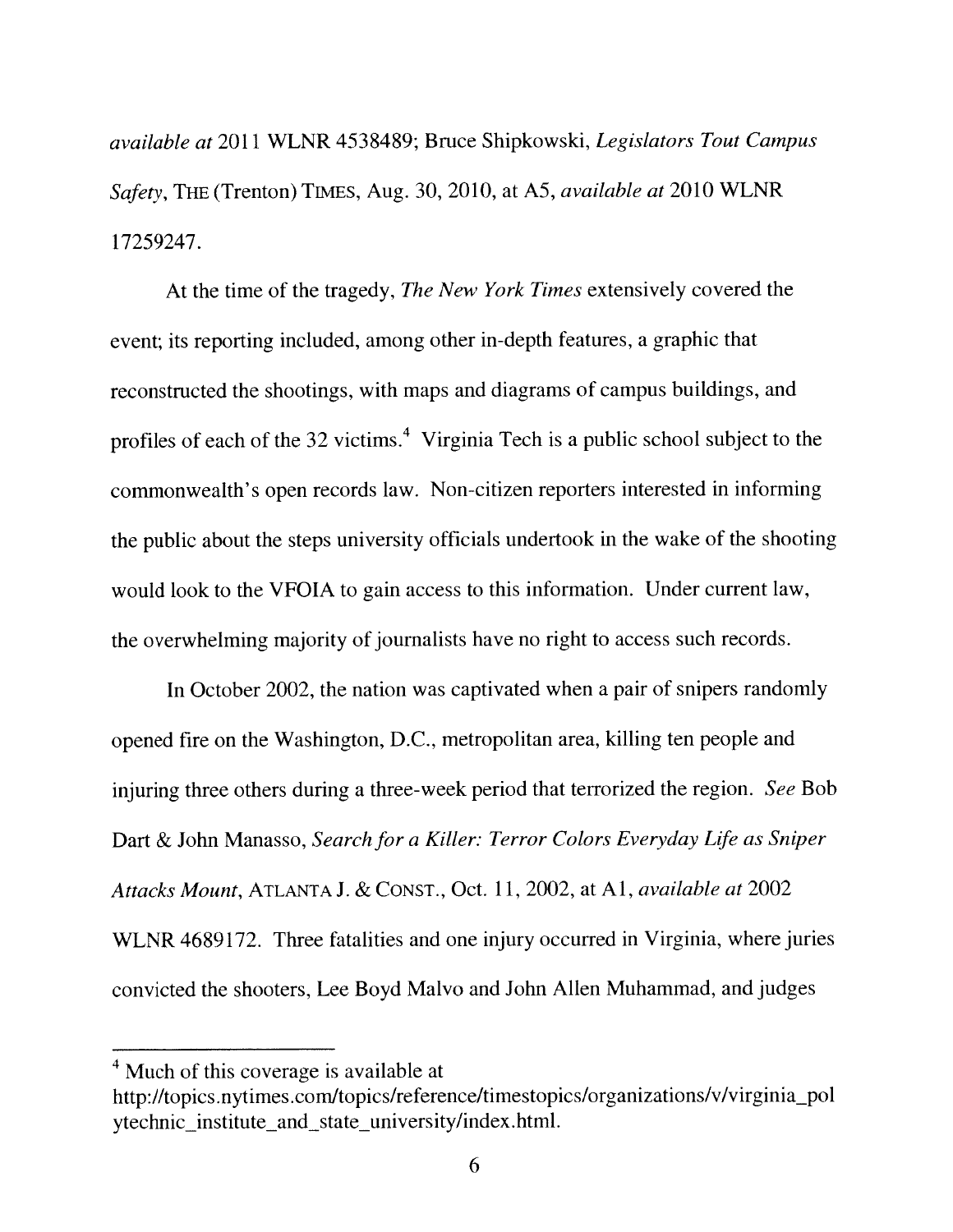*available at* 2011 WLNR 4538489; Bruce Shipkowski, *Legislators Tout Campus Safety*, THE (Trenton) TIMES, Aug. 30, 2010, at A5, *available at* 2010 WLNR 17259247.

At the time of the tragedy, *The New York Times* extensively covered the event; its reporting included, among other in-depth features, a graphic that reconstructed the shootings, with maps and diagrams of campus buildings, and profiles of each of the 32 victims.[4] Virginia Tech is a public school subject to the commonwealth's open records law. Non-citizen reporters interested in informing the public about the steps university officials undertook in the wake of the shooting would look to the VFOIA to gain access to this information. Under current law, the overwhelming majority of journalists have no right to access such records.

In October 2002, the nation was captivated when a pair of snipers randomly opened fire on the Washington, D.C., metropolitan area, killing ten people and injuring three others during a three-week period that terrorized the region. *See* Bob Dart & John Manasso, *Search for a Killer: Terror Colors Everyday Life as Sniper Attacks Mount*, ATLANTA J. & CONST., Oct. 11, 2002, at A1, *available at* 2002 WLNR 4689172. Three fatalities and one injury occurred in Virginia, where juries convicted the shooters, Lee Boyd Malvo and John Allen Muhammad, and judges

---

[4] Much of this coverage is available at http://topics.nytimes.com/topics/reference/timestopics/organizations/v/virginia_polytechnic_institute_and_state_university/index.html.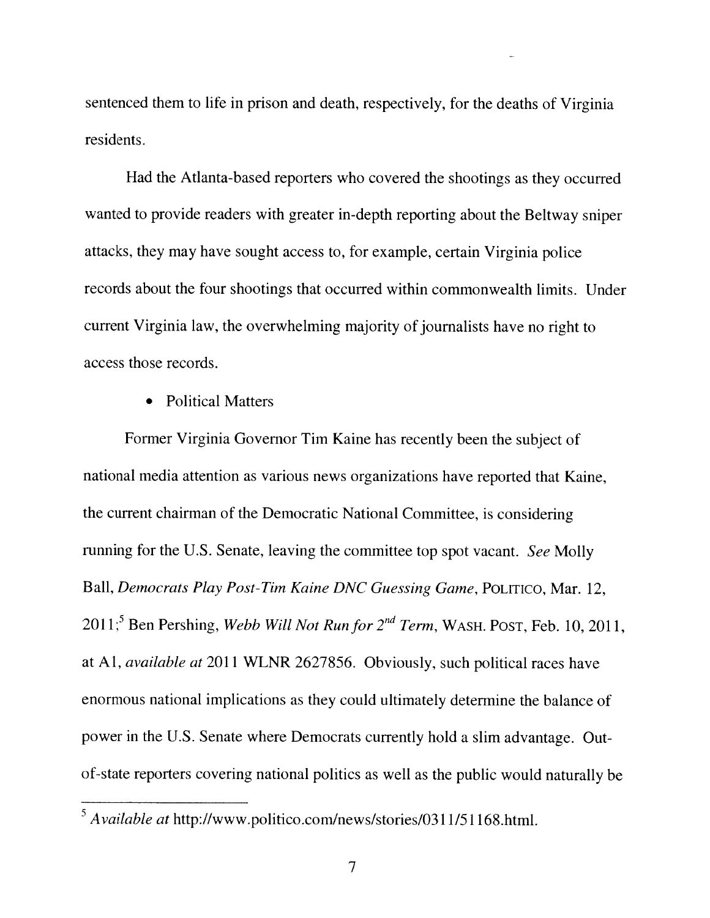sentenced them to life in prison and death, respectively, for the deaths of Virginia residents.

Had the Atlanta-based reporters who covered the shootings as they occurred wanted to provide readers with greater in-depth reporting about the Beltway sniper attacks, they may have sought access to, for example, certain Virginia police records about the four shootings that occurred within commonwealth limits. Under current Virginia law, the overwhelming majority of journalists have no right to access those records.

- Political Matters

Former Virginia Governor Tim Kaine has recently been the subject of national media attention as various news organizations have reported that Kaine, the current chairman of the Democratic National Committee, is considering running for the U.S. Senate, leaving the committee top spot vacant. *See* Molly Ball, *Democrats Play Post-Tim Kaine DNC Guessing Game*, POLITICO, Mar. 12, 2011;[5] Ben Pershing, *Webb Will Not Run for 2nd Term*, WASH. POST, Feb. 10, 2011, at A1, *available at* 2011 WLNR 2627856. Obviously, such political races have enormous national implications as they could ultimately determine the balance of power in the U.S. Senate where Democrats currently hold a slim advantage. Out-of-state reporters covering national politics as well as the public would naturally be

[5] *Available at* http://www.politico.com/news/stories/0311/51168.html.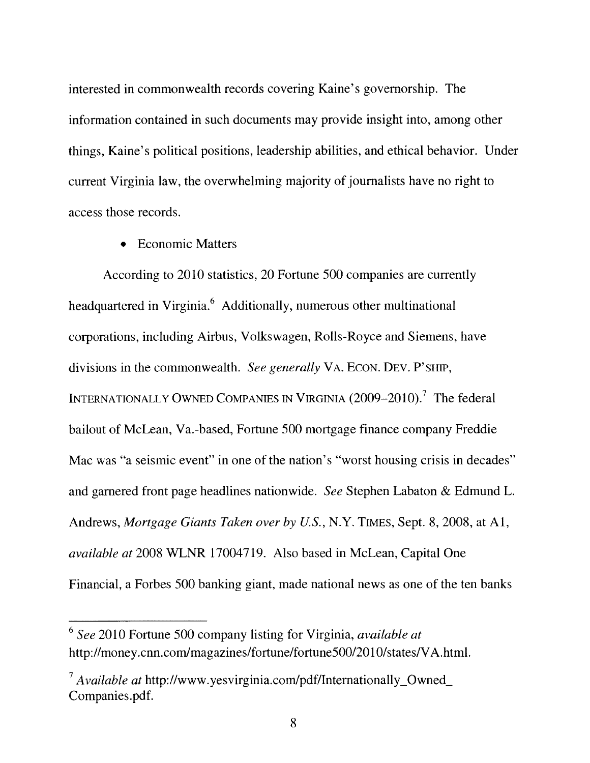interested in commonwealth records covering Kaine's governorship. The information contained in such documents may provide insight into, among other things, Kaine's political positions, leadership abilities, and ethical behavior. Under current Virginia law, the overwhelming majority of journalists have no right to access those records.

- Economic Matters

According to 2010 statistics, 20 Fortune 500 companies are currently headquartered in Virginia.[6] Additionally, numerous other multinational corporations, including Airbus, Volkswagen, Rolls-Royce and Siemens, have divisions in the commonwealth. *See generally* VA. ECON. DEV. P'SHIP, INTERNATIONALLY OWNED COMPANIES IN VIRGINIA (2009–2010).[7] The federal bailout of McLean, Va.-based, Fortune 500 mortgage finance company Freddie Mac was "a seismic event" in one of the nation's "worst housing crisis in decades" and garnered front page headlines nationwide. *See* Stephen Labaton & Edmund L. Andrews, *Mortgage Giants Taken over by U.S.*, N.Y. TIMES, Sept. 8, 2008, at A1, *available at* 2008 WLNR 17004719. Also based in McLean, Capital One Financial, a Forbes 500 banking giant, made national news as one of the ten banks

---

[6] *See* 2010 Fortune 500 company listing for Virginia, *available at* http://money.cnn.com/magazines/fortune/fortune500/2010/states/VA.html.

[7] *Available at* http://www.yesvirginia.com/pdf/Internationally_Owned_Companies.pdf.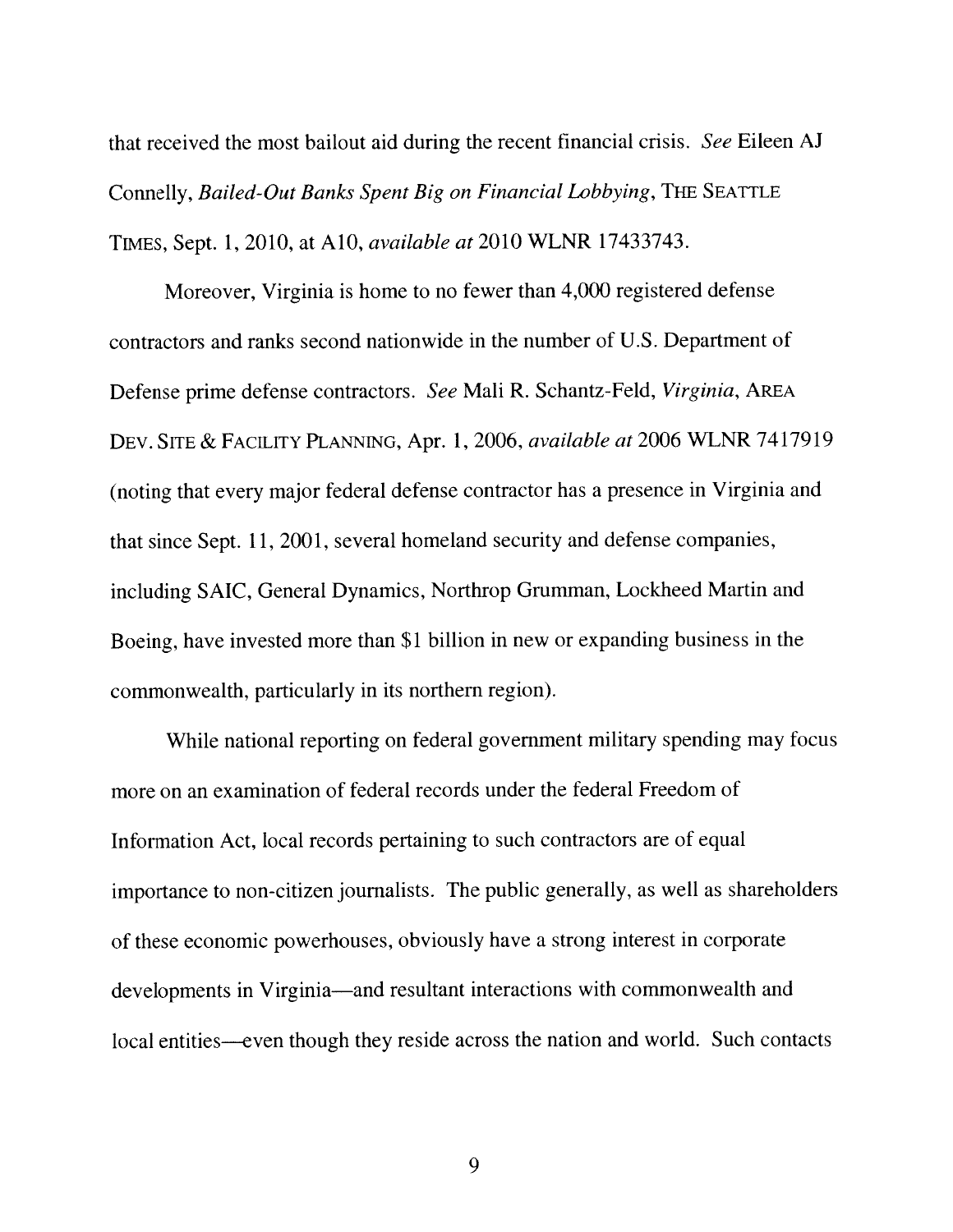that received the most bailout aid during the recent financial crisis. *See* Eileen AJ Connelly, *Bailed-Out Banks Spent Big on Financial Lobbying*, THE SEATTLE TIMES, Sept. 1, 2010, at A10, *available at* 2010 WLNR 17433743.

Moreover, Virginia is home to no fewer than 4,000 registered defense contractors and ranks second nationwide in the number of U.S. Department of Defense prime defense contractors. *See* Mali R. Schantz-Feld, *Virginia*, AREA DEV. SITE & FACILITY PLANNING, Apr. 1, 2006, *available at* 2006 WLNR 7417919 (noting that every major federal defense contractor has a presence in Virginia and that since Sept. 11, 2001, several homeland security and defense companies, including SAIC, General Dynamics, Northrop Grumman, Lockheed Martin and Boeing, have invested more than $1 billion in new or expanding business in the commonwealth, particularly in its northern region).

While national reporting on federal government military spending may focus more on an examination of federal records under the federal Freedom of Information Act, local records pertaining to such contractors are of equal importance to non-citizen journalists. The public generally, as well as shareholders of these economic powerhouses, obviously have a strong interest in corporate developments in Virginia—and resultant interactions with commonwealth and local entities—even though they reside across the nation and world. Such contacts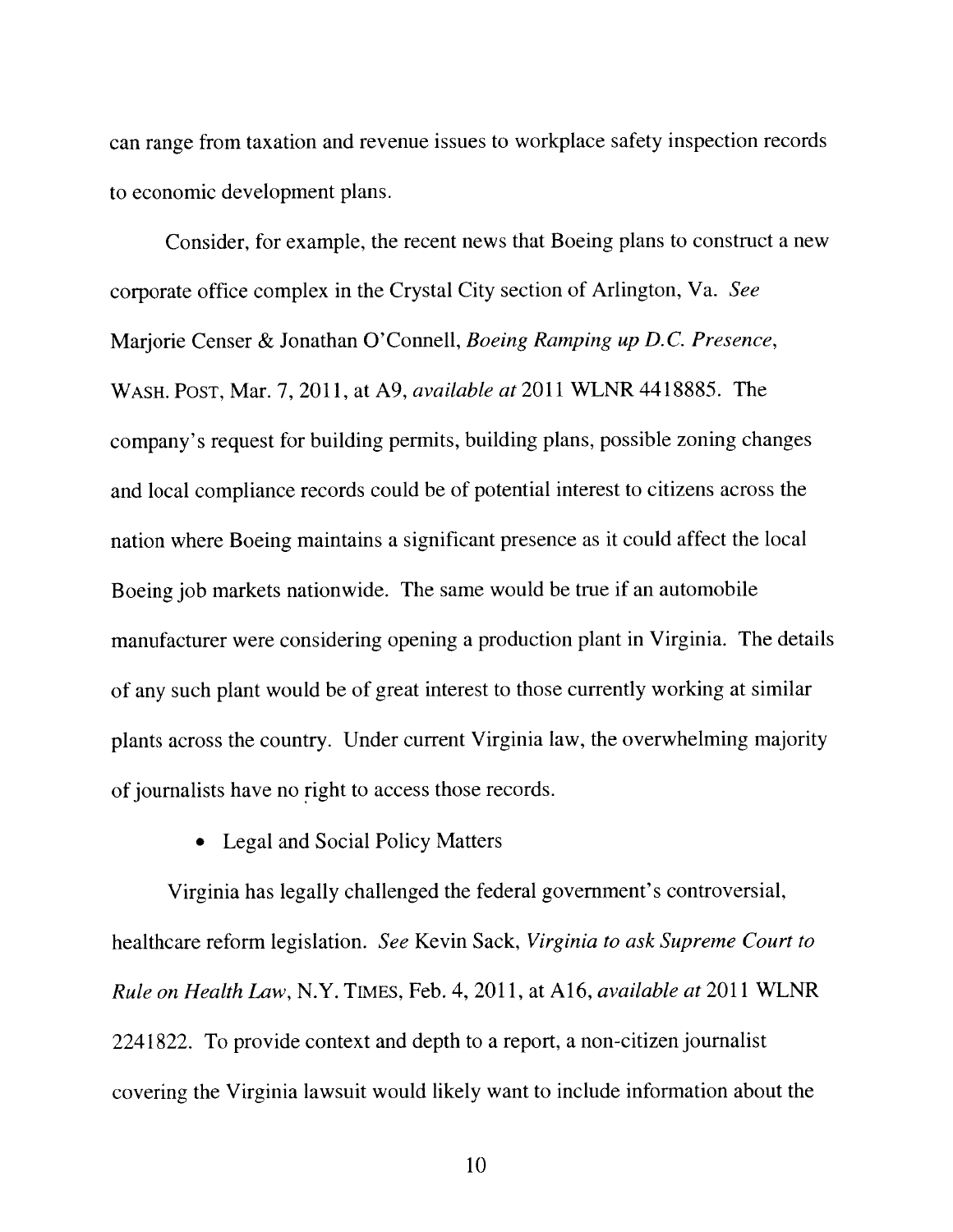can range from taxation and revenue issues to workplace safety inspection records to economic development plans.

Consider, for example, the recent news that Boeing plans to construct a new corporate office complex in the Crystal City section of Arlington, Va. *See* Marjorie Censer & Jonathan O'Connell, *Boeing Ramping up D.C. Presence*, WASH. POST, Mar. 7, 2011, at A9, *available at* 2011 WLNR 4418885. The company's request for building permits, building plans, possible zoning changes and local compliance records could be of potential interest to citizens across the nation where Boeing maintains a significant presence as it could affect the local Boeing job markets nationwide. The same would be true if an automobile manufacturer were considering opening a production plant in Virginia. The details of any such plant would be of great interest to those currently working at similar plants across the country. Under current Virginia law, the overwhelming majority of journalists have no right to access those records.

- Legal and Social Policy Matters

Virginia has legally challenged the federal government's controversial, healthcare reform legislation. *See* Kevin Sack, *Virginia to ask Supreme Court to Rule on Health Law*, N.Y. TIMES, Feb. 4, 2011, at A16, *available at* 2011 WLNR 2241822. To provide context and depth to a report, a non-citizen journalist covering the Virginia lawsuit would likely want to include information about the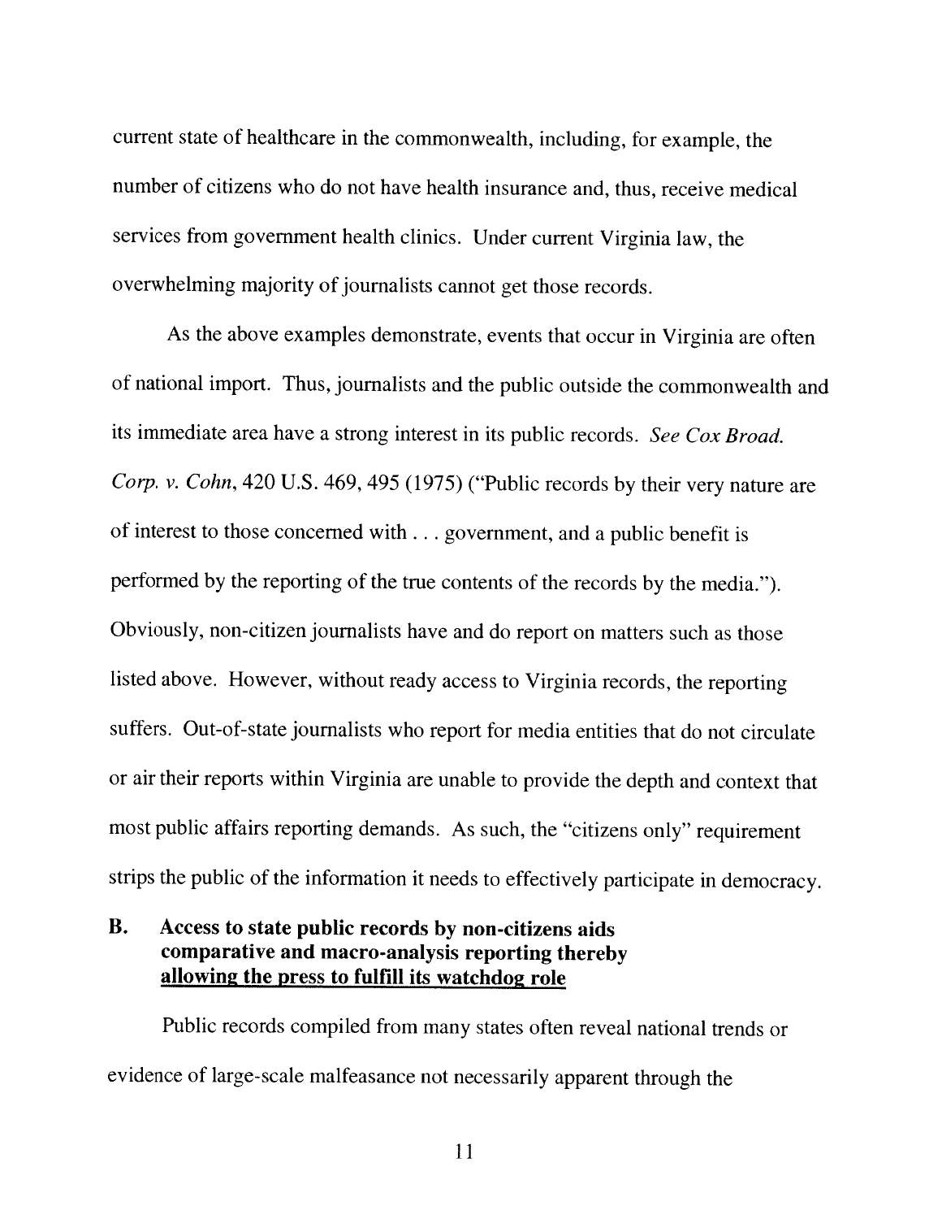current state of healthcare in the commonwealth, including, for example, the number of citizens who do not have health insurance and, thus, receive medical services from government health clinics. Under current Virginia law, the overwhelming majority of journalists cannot get those records.

As the above examples demonstrate, events that occur in Virginia are often of national import. Thus, journalists and the public outside the commonwealth and its immediate area have a strong interest in its public records. *See Cox Broad. Corp. v. Cohn*, 420 U.S. 469, 495 (1975) ("Public records by their very nature are of interest to those concerned with . . . government, and a public benefit is performed by the reporting of the true contents of the records by the media."). Obviously, non-citizen journalists have and do report on matters such as those listed above. However, without ready access to Virginia records, the reporting suffers. Out-of-state journalists who report for media entities that do not circulate or air their reports within Virginia are unable to provide the depth and context that most public affairs reporting demands. As such, the "citizens only" requirement strips the public of the information it needs to effectively participate in democracy.

### B. Access to state public records by non-citizens aids comparative and macro-analysis reporting thereby allowing the press to fulfill its watchdog role

Public records compiled from many states often reveal national trends or evidence of large-scale malfeasance not necessarily apparent through the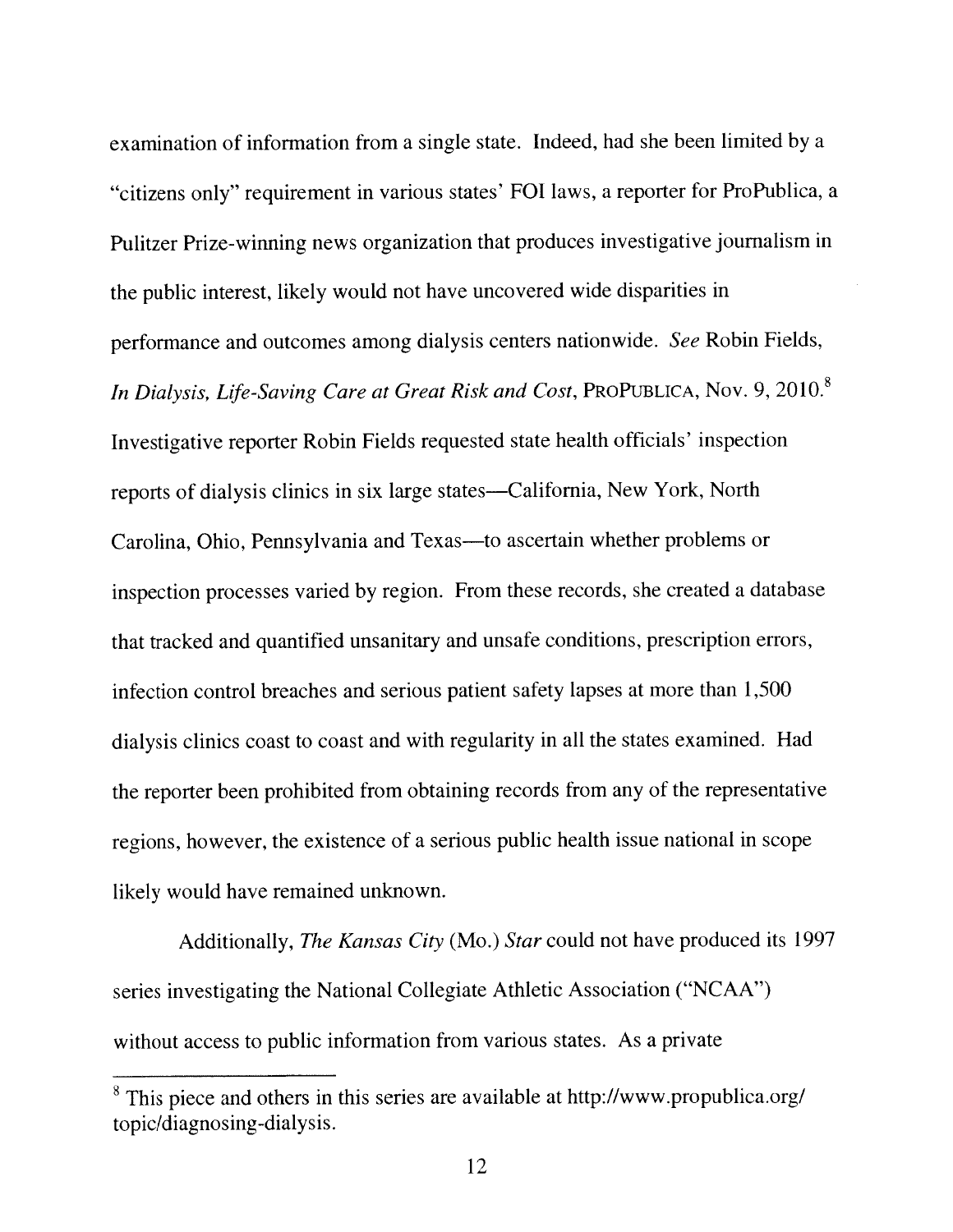examination of information from a single state. Indeed, had she been limited by a "citizens only" requirement in various states' FOI laws, a reporter for ProPublica, a Pulitzer Prize-winning news organization that produces investigative journalism in the public interest, likely would not have uncovered wide disparities in performance and outcomes among dialysis centers nationwide. *See* Robin Fields, *In Dialysis, Life-Saving Care at Great Risk and Cost*, PROPUBLICA, Nov. 9, 2010.[8] Investigative reporter Robin Fields requested state health officials' inspection reports of dialysis clinics in six large states—California, New York, North Carolina, Ohio, Pennsylvania and Texas—to ascertain whether problems or inspection processes varied by region. From these records, she created a database that tracked and quantified unsanitary and unsafe conditions, prescription errors, infection control breaches and serious patient safety lapses at more than 1,500 dialysis clinics coast to coast and with regularity in all the states examined. Had the reporter been prohibited from obtaining records from any of the representative regions, however, the existence of a serious public health issue national in scope likely would have remained unknown.

Additionally, *The Kansas City* (Mo.) *Star* could not have produced its 1997 series investigating the National Collegiate Athletic Association ("NCAA") without access to public information from various states. As a private

---

[8] This piece and others in this series are available at http://www.propublica.org/topic/diagnosing-dialysis.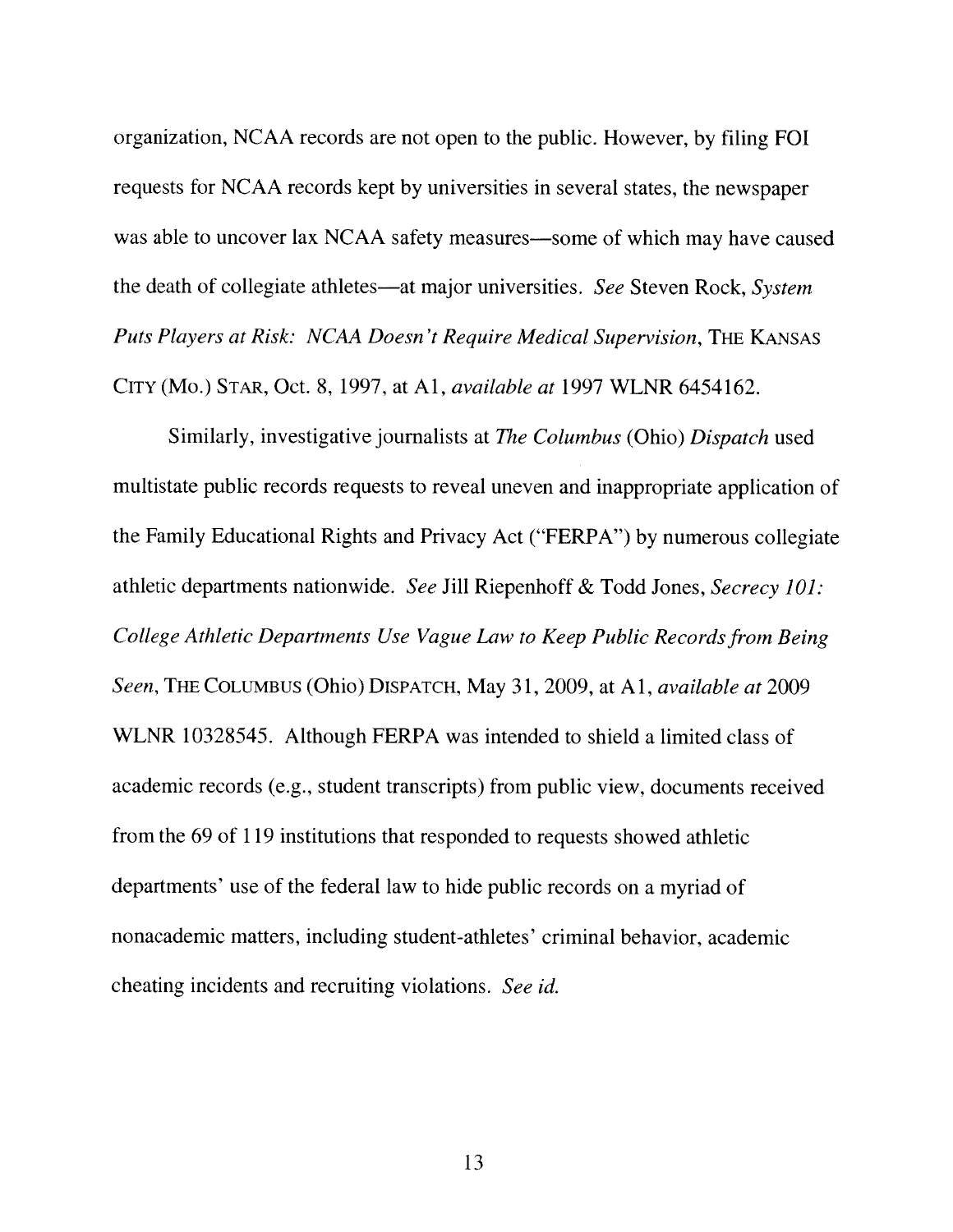organization, NCAA records are not open to the public. However, by filing FOI requests for NCAA records kept by universities in several states, the newspaper was able to uncover lax NCAA safety measures—some of which may have caused the death of collegiate athletes—at major universities. *See* Steven Rock, *System Puts Players at Risk: NCAA Doesn't Require Medical Supervision*, THE KANSAS CITY (MO.) STAR, Oct. 8, 1997, at A1, *available at* 1997 WLNR 6454162.

Similarly, investigative journalists at *The Columbus* (Ohio) *Dispatch* used multistate public records requests to reveal uneven and inappropriate application of the Family Educational Rights and Privacy Act ("FERPA") by numerous collegiate athletic departments nationwide. *See* Jill Riepenhoff & Todd Jones, *Secrecy 101: College Athletic Departments Use Vague Law to Keep Public Records from Being Seen*, THE COLUMBUS (Ohio) DISPATCH, May 31, 2009, at A1, *available at* 2009 WLNR 10328545. Although FERPA was intended to shield a limited class of academic records (e.g., student transcripts) from public view, documents received from the 69 of 119 institutions that responded to requests showed athletic departments' use of the federal law to hide public records on a myriad of nonacademic matters, including student-athletes' criminal behavior, academic cheating incidents and recruiting violations. *See id.*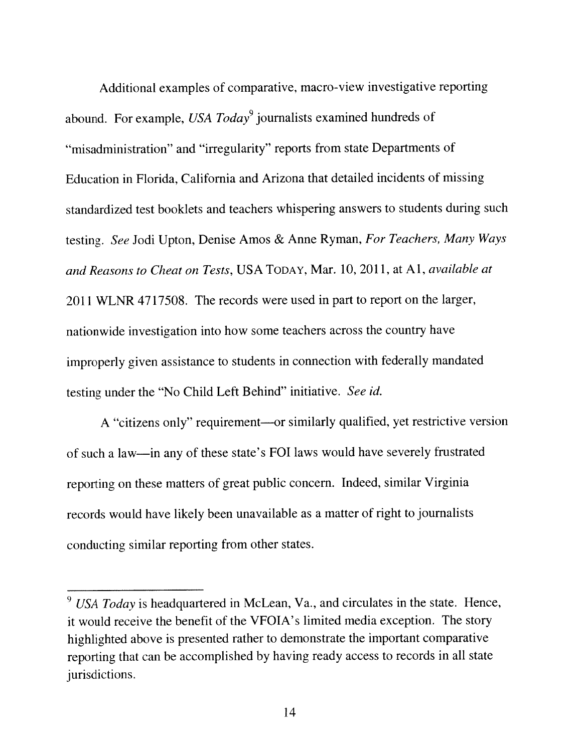Additional examples of comparative, macro-view investigative reporting abound. For example, *USA Today*[9] journalists examined hundreds of "misadministration" and "irregularity" reports from state Departments of Education in Florida, California and Arizona that detailed incidents of missing standardized test booklets and teachers whispering answers to students during such testing. *See* Jodi Upton, Denise Amos & Anne Ryman, *For Teachers, Many Ways and Reasons to Cheat on Tests*, USA TODAY, Mar. 10, 2011, at A1, *available at* 2011 WLNR 4717508. The records were used in part to report on the larger, nationwide investigation into how some teachers across the country have improperly given assistance to students in connection with federally mandated testing under the "No Child Left Behind" initiative. *See id.*

A "citizens only" requirement—or similarly qualified, yet restrictive version of such a law—in any of these state's FOI laws would have severely frustrated reporting on these matters of great public concern. Indeed, similar Virginia records would have likely been unavailable as a matter of right to journalists conducting similar reporting from other states.

---

[9] *USA Today* is headquartered in McLean, Va., and circulates in the state. Hence, it would receive the benefit of the VFOIA's limited media exception. The story highlighted above is presented rather to demonstrate the important comparative reporting that can be accomplished by having ready access to records in all state jurisdictions.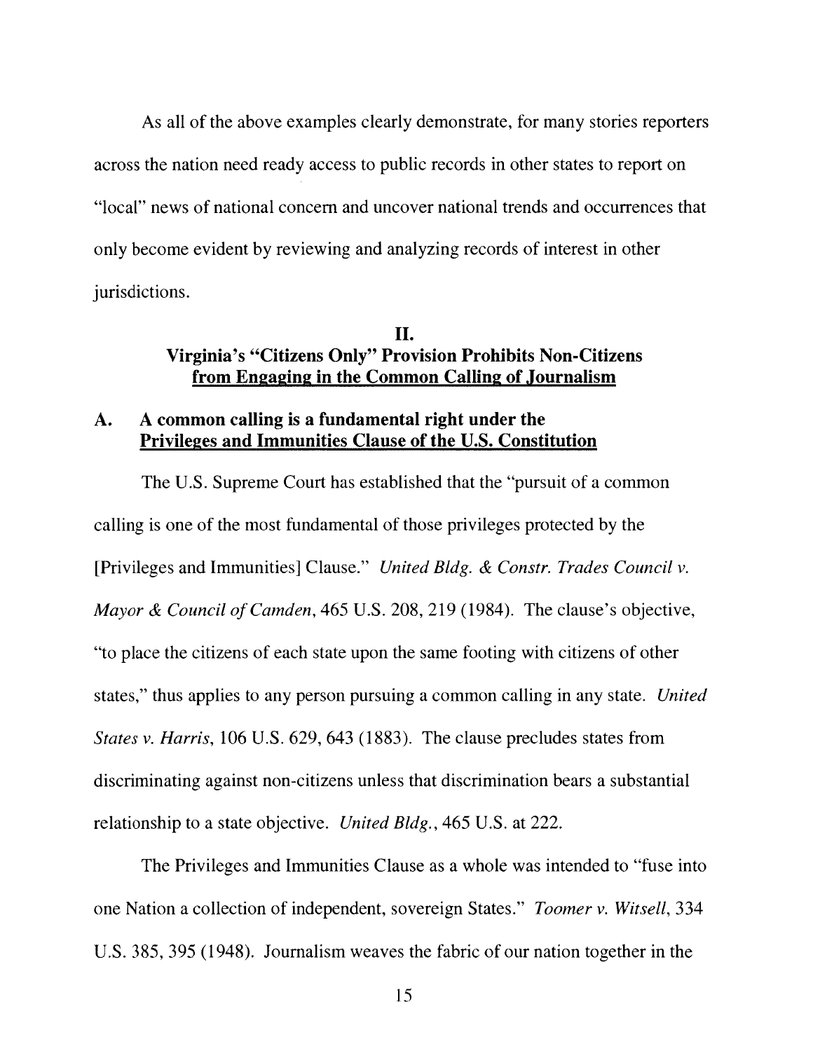As all of the above examples clearly demonstrate, for many stories reporters across the nation need ready access to public records in other states to report on "local" news of national concern and uncover national trends and occurrences that only become evident by reviewing and analyzing records of interest in other jurisdictions.

## II.
## Virginia's "Citizens Only" Provision Prohibits Non-Citizens from Engaging in the Common Calling of Journalism

### A. A common calling is a fundamental right under the Privileges and Immunities Clause of the U.S. Constitution

The U.S. Supreme Court has established that the "pursuit of a common calling is one of the most fundamental of those privileges protected by the [Privileges and Immunities] Clause." *United Bldg. & Constr. Trades Council v. Mayor & Council of Camden*, 465 U.S. 208, 219 (1984). The clause's objective, "to place the citizens of each state upon the same footing with citizens of other states," thus applies to any person pursuing a common calling in any state. *United States v. Harris*, 106 U.S. 629, 643 (1883). The clause precludes states from discriminating against non-citizens unless that discrimination bears a substantial relationship to a state objective. *United Bldg.*, 465 U.S. at 222.

The Privileges and Immunities Clause as a whole was intended to "fuse into one Nation a collection of independent, sovereign States." *Toomer v. Witsell*, 334 U.S. 385, 395 (1948). Journalism weaves the fabric of our nation together in the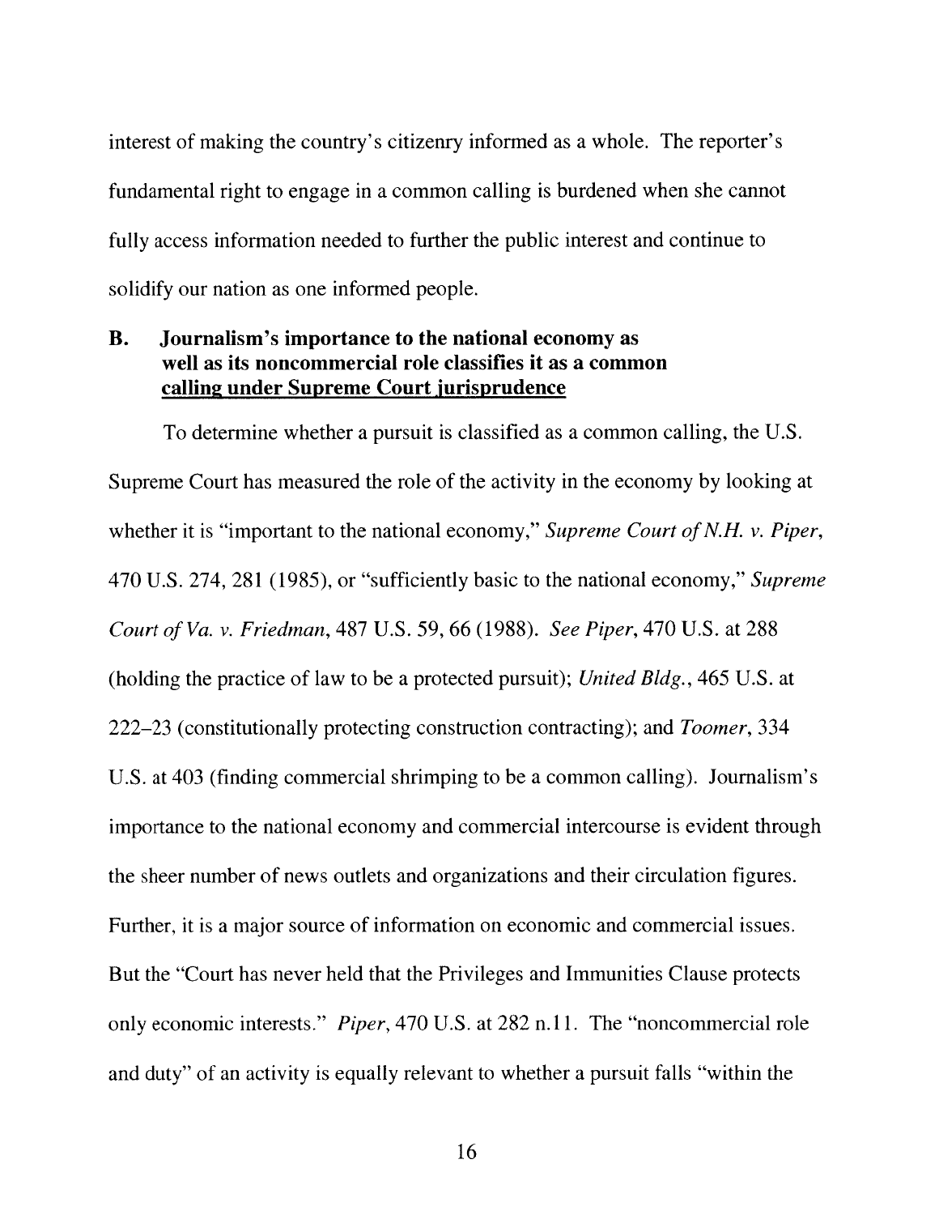interest of making the country's citizenry informed as a whole. The reporter's fundamental right to engage in a common calling is burdened when she cannot fully access information needed to further the public interest and continue to solidify our nation as one informed people.

### B. Journalism's importance to the national economy as well as its noncommercial role classifies it as a common calling under Supreme Court jurisprudence

To determine whether a pursuit is classified as a common calling, the U.S. Supreme Court has measured the role of the activity in the economy by looking at whether it is "important to the national economy," *Supreme Court of N.H. v. Piper*, 470 U.S. 274, 281 (1985), or "sufficiently basic to the national economy," *Supreme Court of Va. v. Friedman*, 487 U.S. 59, 66 (1988). *See Piper*, 470 U.S. at 288 (holding the practice of law to be a protected pursuit); *United Bldg.*, 465 U.S. at 222–23 (constitutionally protecting construction contracting); and *Toomer*, 334 U.S. at 403 (finding commercial shrimping to be a common calling). Journalism's importance to the national economy and commercial intercourse is evident through the sheer number of news outlets and organizations and their circulation figures. Further, it is a major source of information on economic and commercial issues. But the "Court has never held that the Privileges and Immunities Clause protects only economic interests." *Piper*, 470 U.S. at 282 n.11. The "noncommercial role and duty" of an activity is equally relevant to whether a pursuit falls "within the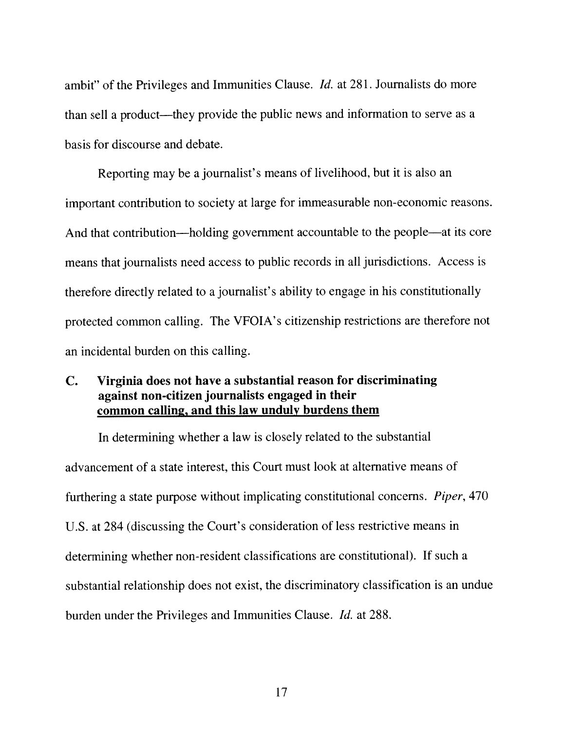ambit" of the Privileges and Immunities Clause. *Id.* at 281. Journalists do more than sell a product—they provide the public news and information to serve as a basis for discourse and debate.

Reporting may be a journalist's means of livelihood, but it is also an important contribution to society at large for immeasurable non-economic reasons. And that contribution—holding government accountable to the people—at its core means that journalists need access to public records in all jurisdictions. Access is therefore directly related to a journalist's ability to engage in his constitutionally protected common calling. The VFOIA's citizenship restrictions are therefore not an incidental burden on this calling.

### C. Virginia does not have a substantial reason for discriminating against non-citizen journalists engaged in their common calling, and this law unduly burdens them

In determining whether a law is closely related to the substantial advancement of a state interest, this Court must look at alternative means of furthering a state purpose without implicating constitutional concerns. *Piper*, 470 U.S. at 284 (discussing the Court's consideration of less restrictive means in determining whether non-resident classifications are constitutional). If such a substantial relationship does not exist, the discriminatory classification is an undue burden under the Privileges and Immunities Clause. *Id.* at 288.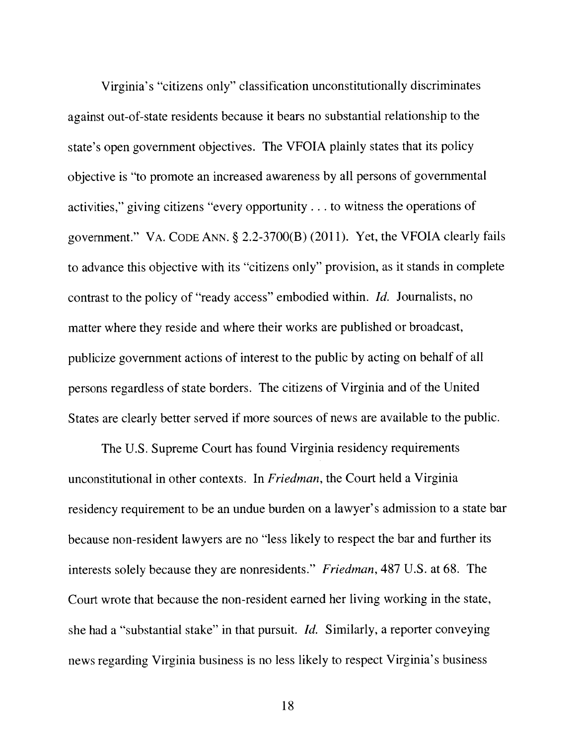Virginia's "citizens only" classification unconstitutionally discriminates against out-of-state residents because it bears no substantial relationship to the state's open government objectives. The VFOIA plainly states that its policy objective is "to promote an increased awareness by all persons of governmental activities," giving citizens "every opportunity . . . to witness the operations of government." VA. CODE ANN. § 2.2-3700(B) (2011). Yet, the VFOIA clearly fails to advance this objective with its "citizens only" provision, as it stands in complete contrast to the policy of "ready access" embodied within. *Id.* Journalists, no matter where they reside and where their works are published or broadcast, publicize government actions of interest to the public by acting on behalf of all persons regardless of state borders. The citizens of Virginia and of the United States are clearly better served if more sources of news are available to the public.

The U.S. Supreme Court has found Virginia residency requirements unconstitutional in other contexts. In *Friedman*, the Court held a Virginia residency requirement to be an undue burden on a lawyer's admission to a state bar because non-resident lawyers are no "less likely to respect the bar and further its interests solely because they are nonresidents." *Friedman*, 487 U.S. at 68. The Court wrote that because the non-resident earned her living working in the state, she had a "substantial stake" in that pursuit. *Id.* Similarly, a reporter conveying news regarding Virginia business is no less likely to respect Virginia's business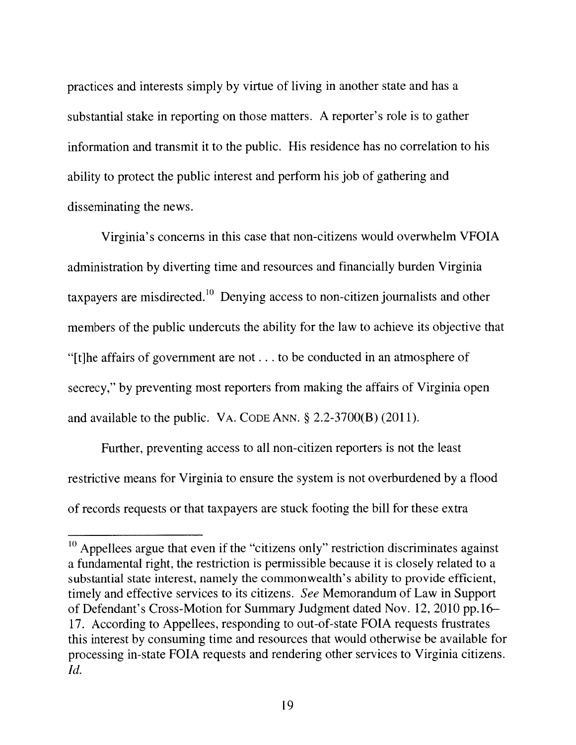practices and interests simply by virtue of living in another state and has a substantial stake in reporting on those matters. A reporter's role is to gather information and transmit it to the public. His residence has no correlation to his ability to protect the public interest and perform his job of gathering and disseminating the news.

Virginia's concerns in this case that non-citizens would overwhelm VFOIA administration by diverting time and resources and financially burden Virginia taxpayers are misdirected.[10] Denying access to non-citizen journalists and other members of the public undercuts the ability for the law to achieve its objective that "[t]he affairs of government are not . . . to be conducted in an atmosphere of secrecy," by preventing most reporters from making the affairs of Virginia open and available to the public. VA. CODE ANN. § 2.2-3700(B) (2011).

Further, preventing access to all non-citizen reporters is not the least restrictive means for Virginia to ensure the system is not overburdened by a flood of records requests or that taxpayers are stuck footing the bill for these extra

---

[10] Appellees argue that even if the "citizens only" restriction discriminates against a fundamental right, the restriction is permissible because it is closely related to a substantial state interest, namely the commonwealth's ability to provide efficient, timely and effective services to its citizens. *See* Memorandum of Law in Support of Defendant's Cross-Motion for Summary Judgment dated Nov. 12, 2010 pp.16–17. According to Appellees, responding to out-of-state FOIA requests frustrates this interest by consuming time and resources that would otherwise be available for processing in-state FOIA requests and rendering other services to Virginia citizens. *Id.*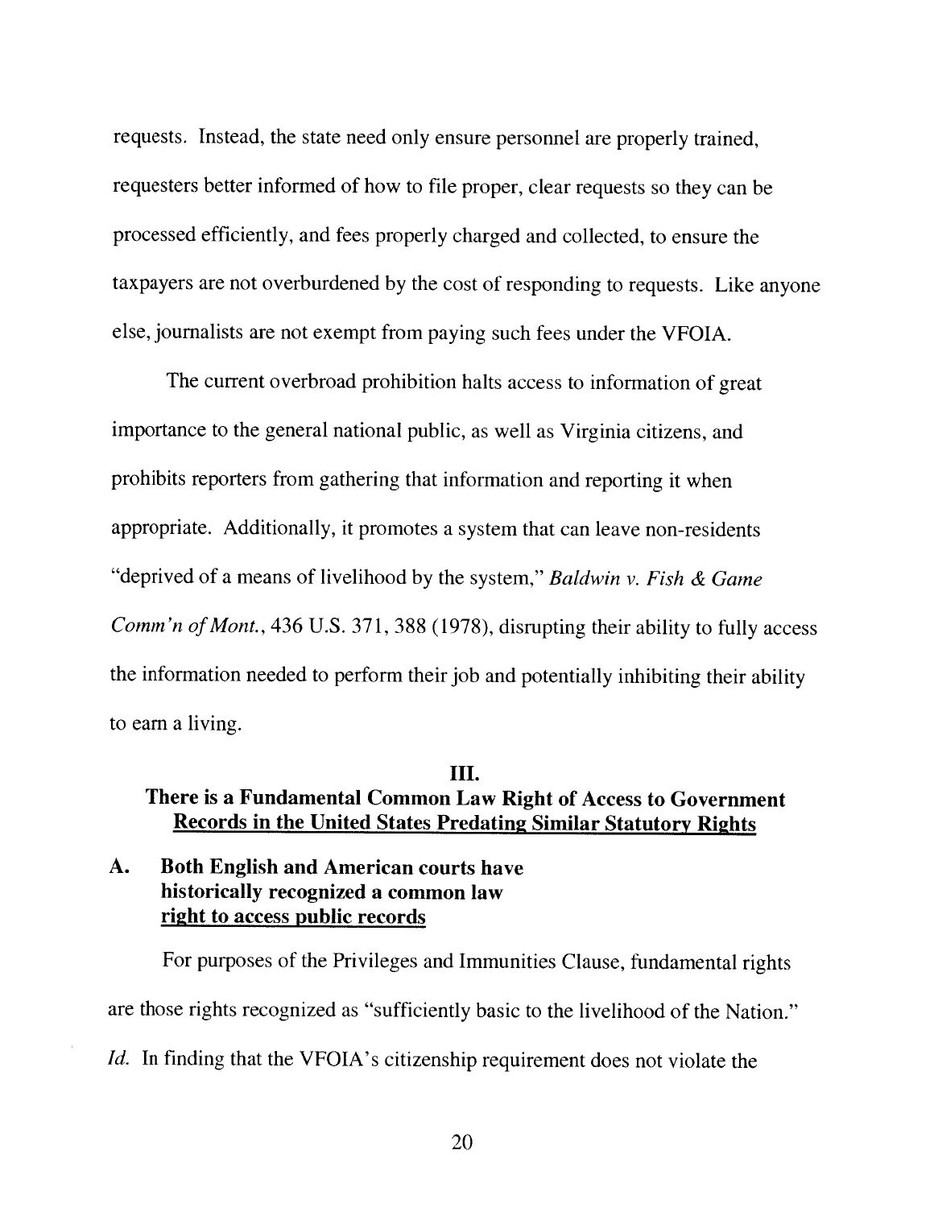requests. Instead, the state need only ensure personnel are properly trained, requesters better informed of how to file proper, clear requests so they can be processed efficiently, and fees properly charged and collected, to ensure the taxpayers are not overburdened by the cost of responding to requests. Like anyone else, journalists are not exempt from paying such fees under the VFOIA.

The current overbroad prohibition halts access to information of great importance to the general national public, as well as Virginia citizens, and prohibits reporters from gathering that information and reporting it when appropriate. Additionally, it promotes a system that can leave non-residents "deprived of a means of livelihood by the system," *Baldwin v. Fish & Game Comm'n of Mont.*, 436 U.S. 371, 388 (1978), disrupting their ability to fully access the information needed to perform their job and potentially inhibiting their ability to earn a living.

## III.
## There is a Fundamental Common Law Right of Access to Government Records in the United States Predating Similar Statutory Rights

### A. Both English and American courts have historically recognized a common law right to access public records

For purposes of the Privileges and Immunities Clause, fundamental rights are those rights recognized as "sufficiently basic to the livelihood of the Nation." *Id.* In finding that the VFOIA's citizenship requirement does not violate the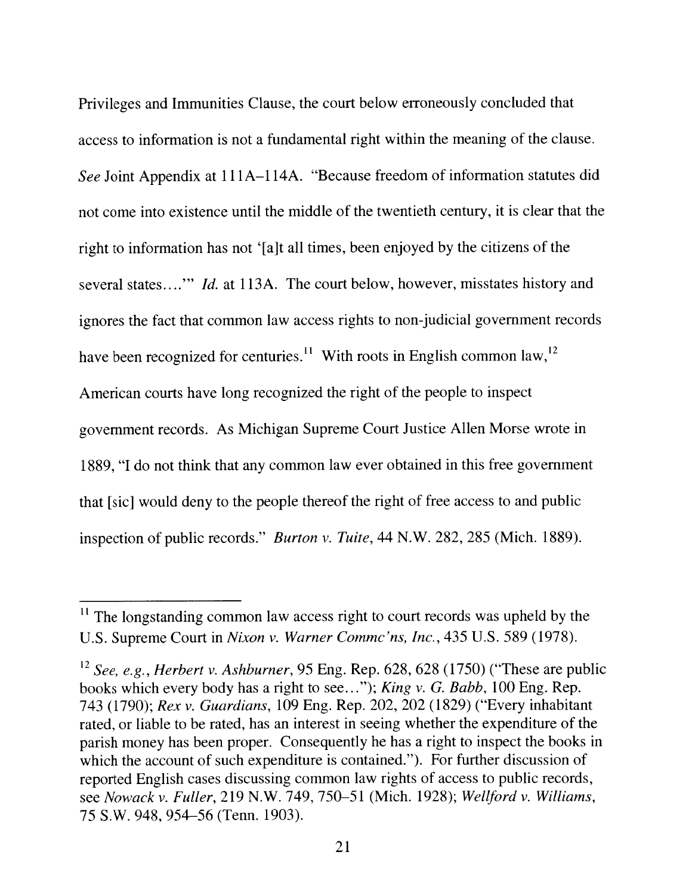Privileges and Immunities Clause, the court below erroneously concluded that access to information is not a fundamental right within the meaning of the clause. *See* Joint Appendix at 111A–114A. "Because freedom of information statutes did not come into existence until the middle of the twentieth century, it is clear that the right to information has not '[a]t all times, been enjoyed by the citizens of the several states....'" *Id.* at 113A. The court below, however, misstates history and ignores the fact that common law access rights to non-judicial government records have been recognized for centuries.[11] With roots in English common law,[12] American courts have long recognized the right of the people to inspect government records. As Michigan Supreme Court Justice Allen Morse wrote in 1889, "I do not think that any common law ever obtained in this free government that [sic] would deny to the people thereof the right of free access to and public inspection of public records." *Burton v. Tuite*, 44 N.W. 282, 285 (Mich. 1889).

---

[11] The longstanding common law access right to court records was upheld by the U.S. Supreme Court in *Nixon v. Warner Commc'ns, Inc.*, 435 U.S. 589 (1978).

[12] *See, e.g.*, *Herbert v. Ashburner*, 95 Eng. Rep. 628, 628 (1750) ("These are public books which every body has a right to see..."); *King v. G. Babb*, 100 Eng. Rep. 743 (1790); *Rex v. Guardians*, 109 Eng. Rep. 202, 202 (1829) ("Every inhabitant rated, or liable to be rated, has an interest in seeing whether the expenditure of the parish money has been proper. Consequently he has a right to inspect the books in which the account of such expenditure is contained."). For further discussion of reported English cases discussing common law rights of access to public records, see *Nowack v. Fuller*, 219 N.W. 749, 750–51 (Mich. 1928); *Wellford v. Williams*, 75 S.W. 948, 954–56 (Tenn. 1903).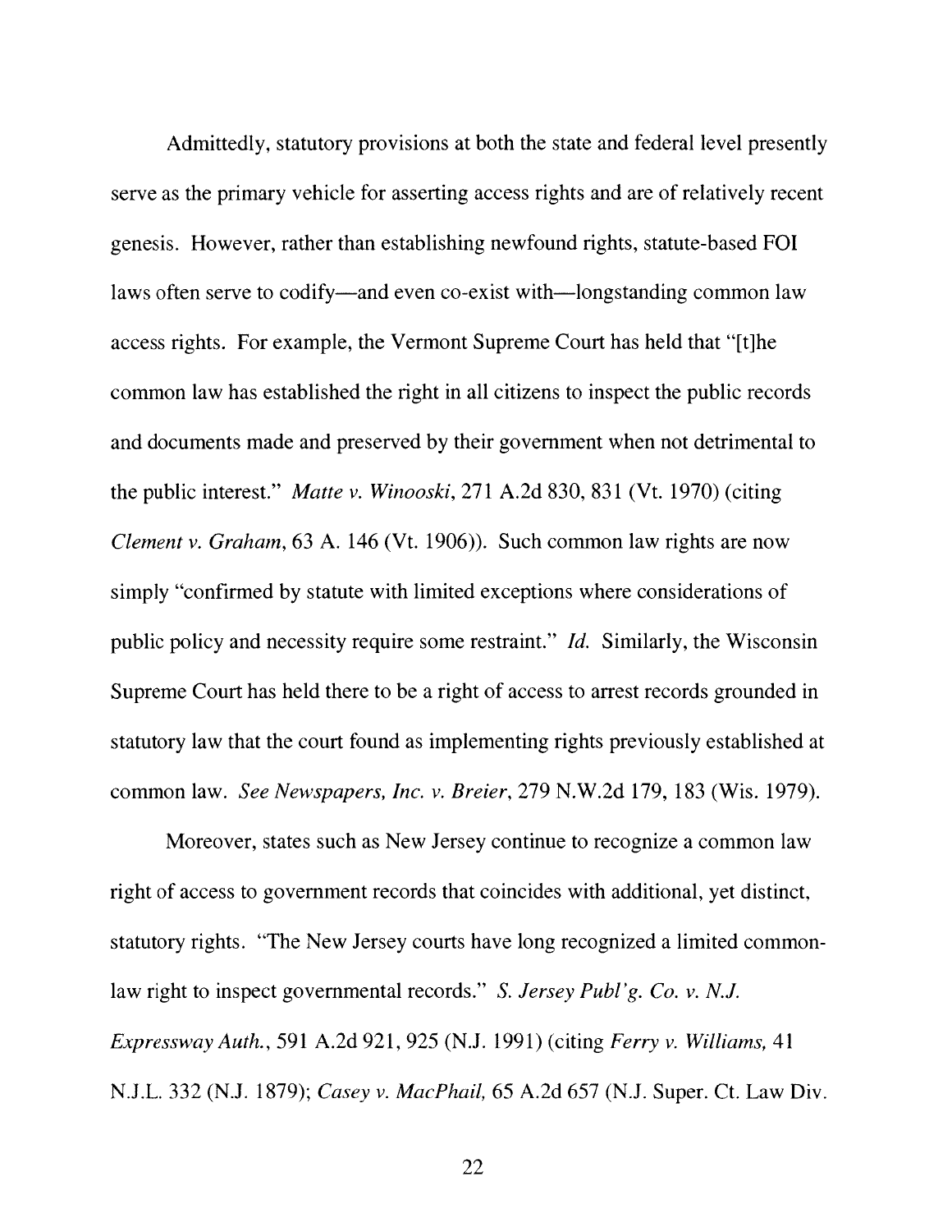Admittedly, statutory provisions at both the state and federal level presently serve as the primary vehicle for asserting access rights and are of relatively recent genesis. However, rather than establishing newfound rights, statute-based FOI laws often serve to codify—and even co-exist with—longstanding common law access rights. For example, the Vermont Supreme Court has held that "[t]he common law has established the right in all citizens to inspect the public records and documents made and preserved by their government when not detrimental to the public interest." *Matte v. Winooski*, 271 A.2d 830, 831 (Vt. 1970) (citing *Clement v. Graham*, 63 A. 146 (Vt. 1906)). Such common law rights are now simply "confirmed by statute with limited exceptions where considerations of public policy and necessity require some restraint." *Id.* Similarly, the Wisconsin Supreme Court has held there to be a right of access to arrest records grounded in statutory law that the court found as implementing rights previously established at common law. *See Newspapers, Inc. v. Breier*, 279 N.W.2d 179, 183 (Wis. 1979).

Moreover, states such as New Jersey continue to recognize a common law right of access to government records that coincides with additional, yet distinct, statutory rights. "The New Jersey courts have long recognized a limited common-law right to inspect governmental records." *S. Jersey Publ'g. Co. v. N.J. Expressway Auth.*, 591 A.2d 921, 925 (N.J. 1991) (citing *Ferry v. Williams,* 41 N.J.L. 332 (N.J. 1879); *Casey v. MacPhail,* 65 A.2d 657 (N.J. Super. Ct. Law Div.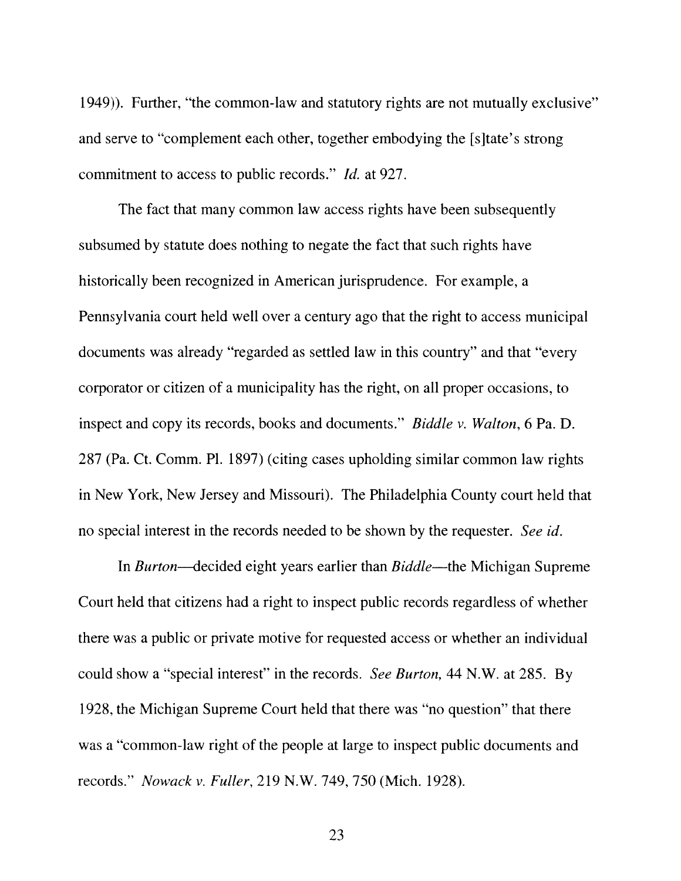1949)). Further, "the common-law and statutory rights are not mutually exclusive" and serve to "complement each other, together embodying the [s]tate's strong commitment to access to public records." *Id.* at 927.

The fact that many common law access rights have been subsequently subsumed by statute does nothing to negate the fact that such rights have historically been recognized in American jurisprudence. For example, a Pennsylvania court held well over a century ago that the right to access municipal documents was already "regarded as settled law in this country" and that "every corporator or citizen of a municipality has the right, on all proper occasions, to inspect and copy its records, books and documents." *Biddle v. Walton*, 6 Pa. D. 287 (Pa. Ct. Comm. Pl. 1897) (citing cases upholding similar common law rights in New York, New Jersey and Missouri). The Philadelphia County court held that no special interest in the records needed to be shown by the requester. *See id.*

In *Burton*—decided eight years earlier than *Biddle*—the Michigan Supreme Court held that citizens had a right to inspect public records regardless of whether there was a public or private motive for requested access or whether an individual could show a "special interest" in the records. *See Burton*, 44 N.W. at 285. By 1928, the Michigan Supreme Court held that there was "no question" that there was a "common-law right of the people at large to inspect public documents and records." *Nowack v. Fuller*, 219 N.W. 749, 750 (Mich. 1928).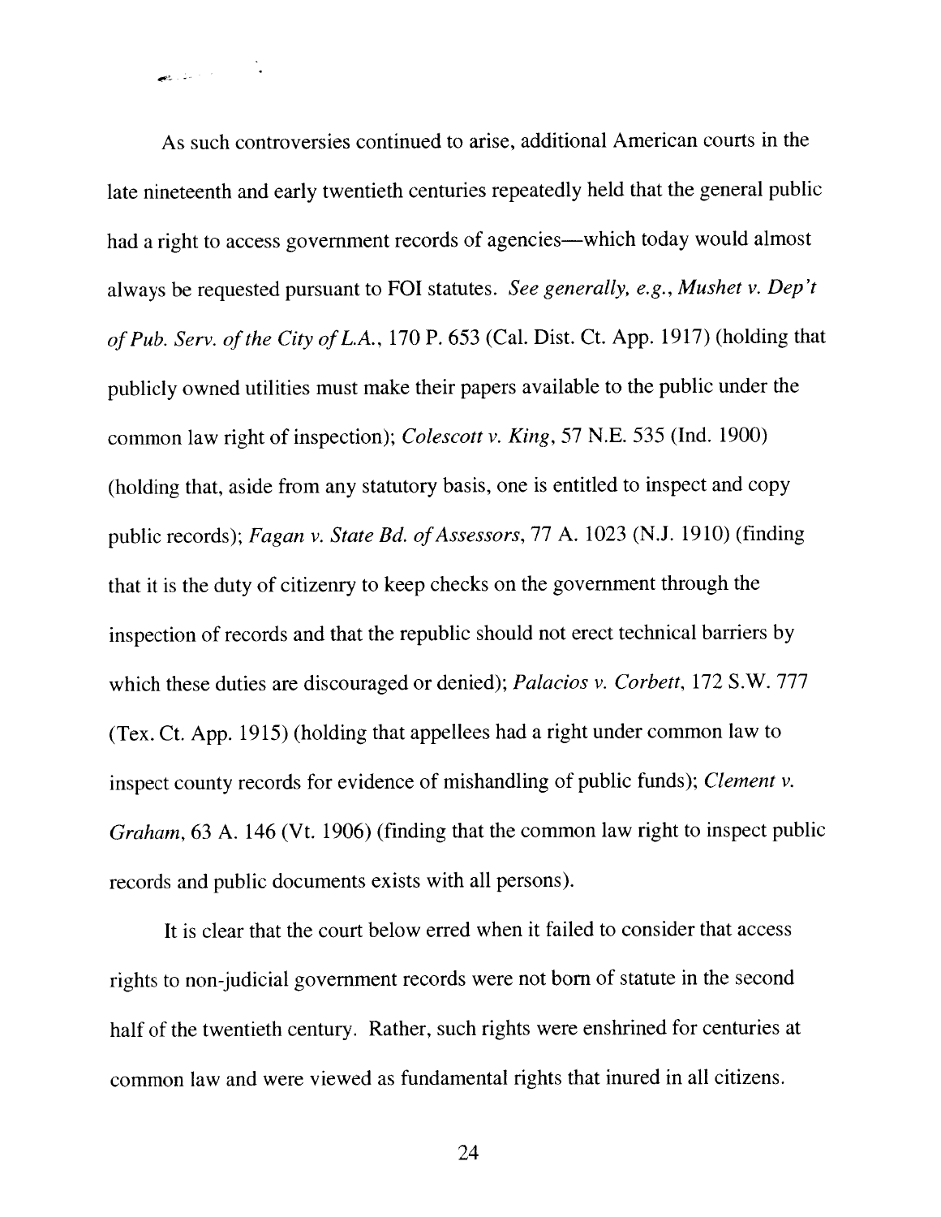As such controversies continued to arise, additional American courts in the late nineteenth and early twentieth centuries repeatedly held that the general public had a right to access government records of agencies—which today would almost always be requested pursuant to FOI statutes. *See generally, e.g., Mushet v. Dep't of Pub. Serv. of the City of L.A.*, 170 P. 653 (Cal. Dist. Ct. App. 1917) (holding that publicly owned utilities must make their papers available to the public under the common law right of inspection); *Colescott v. King*, 57 N.E. 535 (Ind. 1900) (holding that, aside from any statutory basis, one is entitled to inspect and copy public records); *Fagan v. State Bd. of Assessors*, 77 A. 1023 (N.J. 1910) (finding that it is the duty of citizenry to keep checks on the government through the inspection of records and that the republic should not erect technical barriers by which these duties are discouraged or denied); *Palacios v. Corbett*, 172 S.W. 777 (Tex. Ct. App. 1915) (holding that appellees had a right under common law to inspect county records for evidence of mishandling of public funds); *Clement v. Graham*, 63 A. 146 (Vt. 1906) (finding that the common law right to inspect public records and public documents exists with all persons).

It is clear that the court below erred when it failed to consider that access rights to non-judicial government records were not born of statute in the second half of the twentieth century. Rather, such rights were enshrined for centuries at common law and were viewed as fundamental rights that inured in all citizens.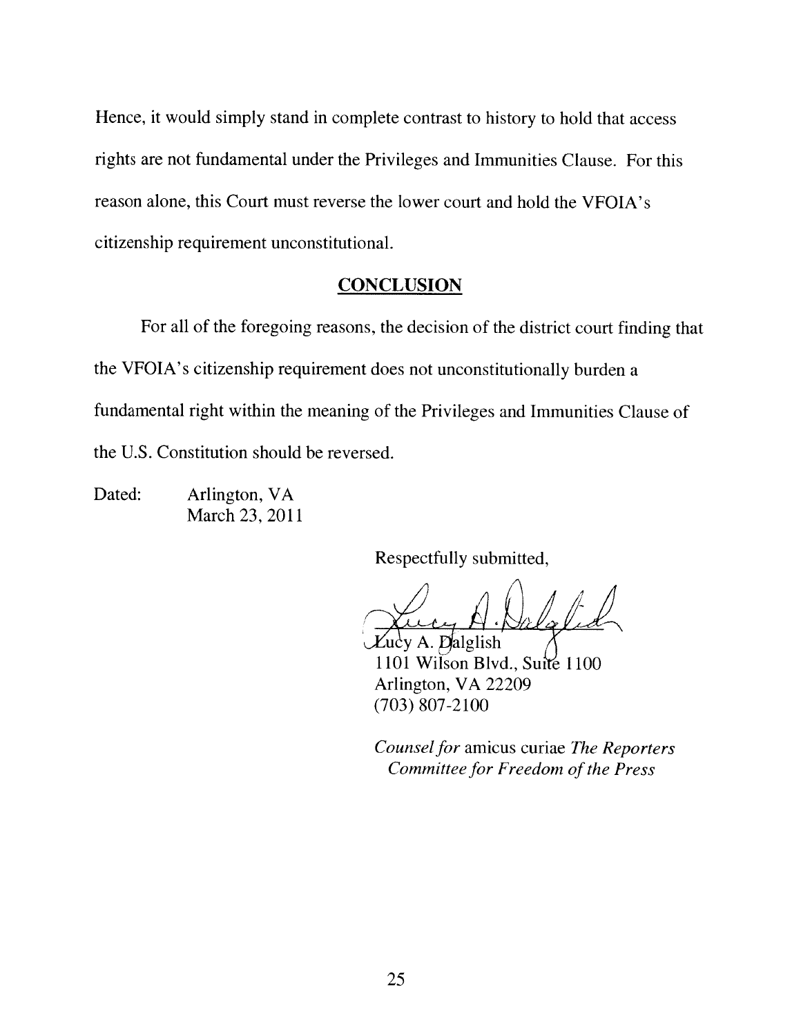Hence, it would simply stand in complete contrast to history to hold that access rights are not fundamental under the Privileges and Immunities Clause. For this reason alone, this Court must reverse the lower court and hold the VFOIA's citizenship requirement unconstitutional.

## CONCLUSION

For all of the foregoing reasons, the decision of the district court finding that the VFOIA's citizenship requirement does not unconstitutionally burden a fundamental right within the meaning of the Privileges and Immunities Clause of the U.S. Constitution should be reversed.

Dated: Arlington, VA
March 23, 2011

Respectfully submitted,

Lucy A. Dalglish
1101 Wilson Blvd., Suite 1100
Arlington, VA 22209
(703) 807-2100

*Counsel for* amicus curiae *The Reporters Committee for Freedom of the Press*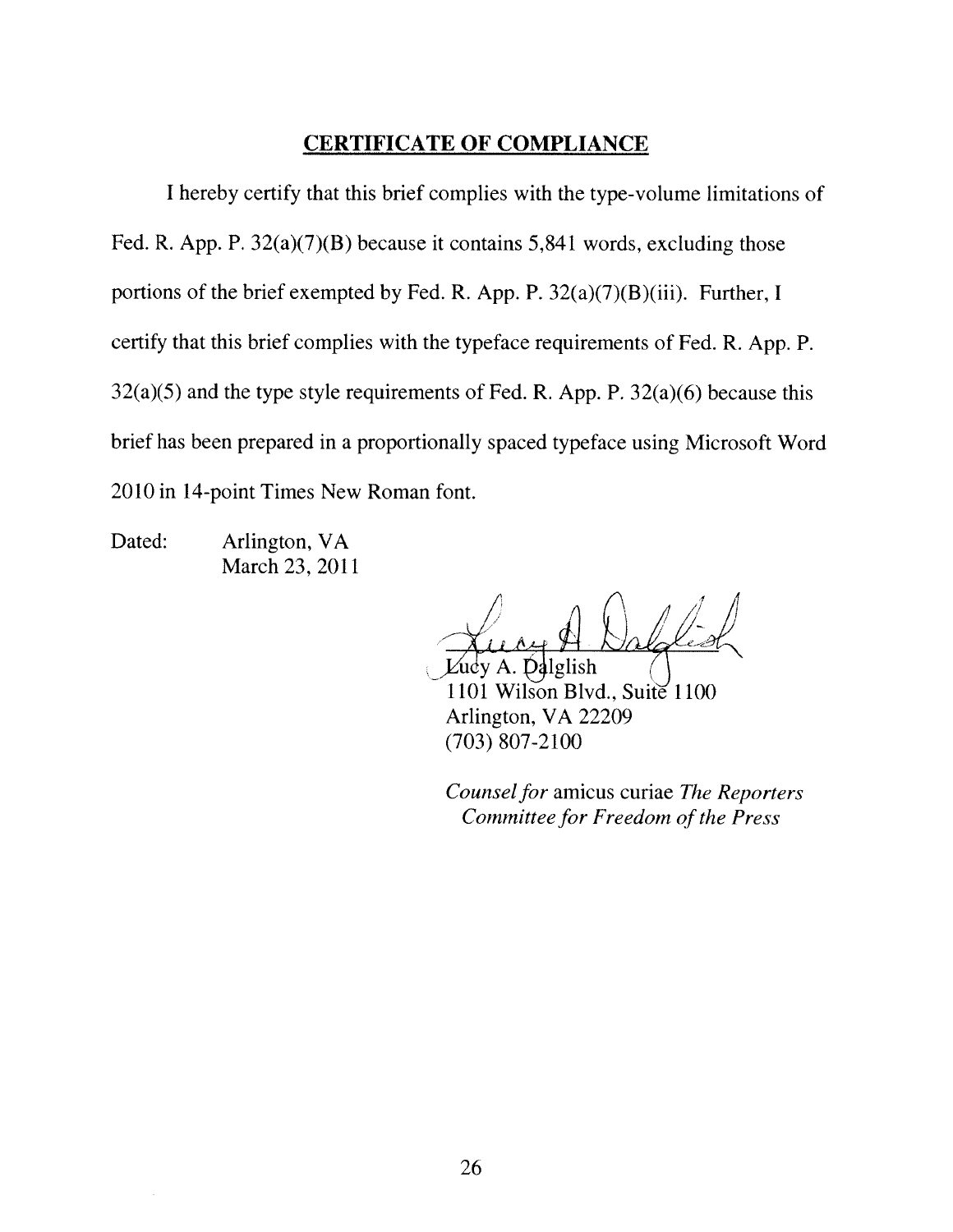## CERTIFICATE OF COMPLIANCE

I hereby certify that this brief complies with the type-volume limitations of Fed. R. App. P. 32(a)(7)(B) because it contains 5,841 words, excluding those portions of the brief exempted by Fed. R. App. P. 32(a)(7)(B)(iii). Further, I certify that this brief complies with the typeface requirements of Fed. R. App. P. 32(a)(5) and the type style requirements of Fed. R. App. P. 32(a)(6) because this brief has been prepared in a proportionally spaced typeface using Microsoft Word 2010 in 14-point Times New Roman font.

Dated: Arlington, VA
March 23, 2011

Lucy A. Dalglish
1101 Wilson Blvd., Suite 1100
Arlington, VA 22209
(703) 807-2100

*Counsel for* amicus curiae *The Reporters Committee for Freedom of the Press*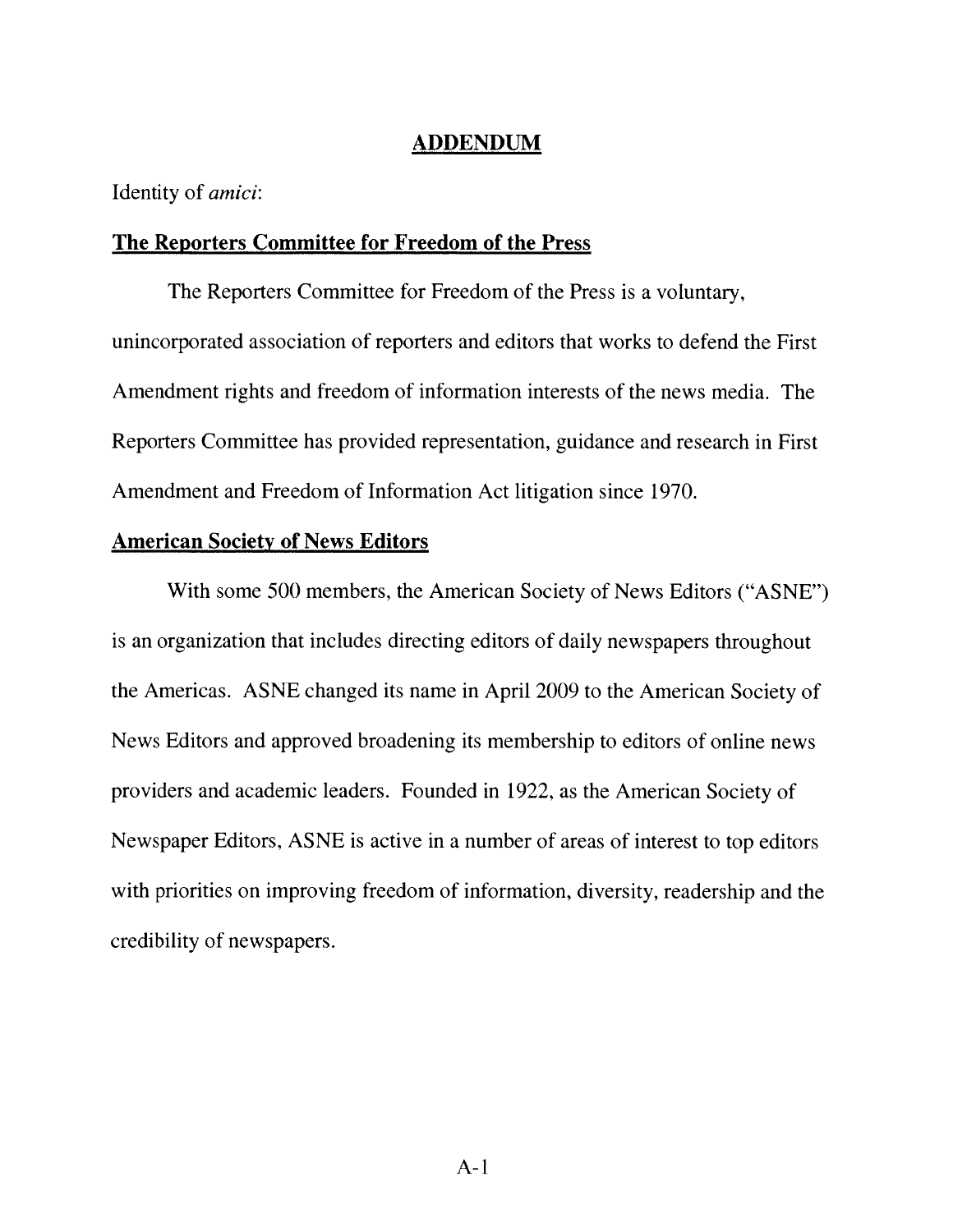## ADDENDUM

Identity of *amici*:

### The Reporters Committee for Freedom of the Press

The Reporters Committee for Freedom of the Press is a voluntary, unincorporated association of reporters and editors that works to defend the First Amendment rights and freedom of information interests of the news media. The Reporters Committee has provided representation, guidance and research in First Amendment and Freedom of Information Act litigation since 1970.

### American Society of News Editors

With some 500 members, the American Society of News Editors ("ASNE") is an organization that includes directing editors of daily newspapers throughout the Americas. ASNE changed its name in April 2009 to the American Society of News Editors and approved broadening its membership to editors of online news providers and academic leaders. Founded in 1922, as the American Society of Newspaper Editors, ASNE is active in a number of areas of interest to top editors with priorities on improving freedom of information, diversity, readership and the credibility of newspapers.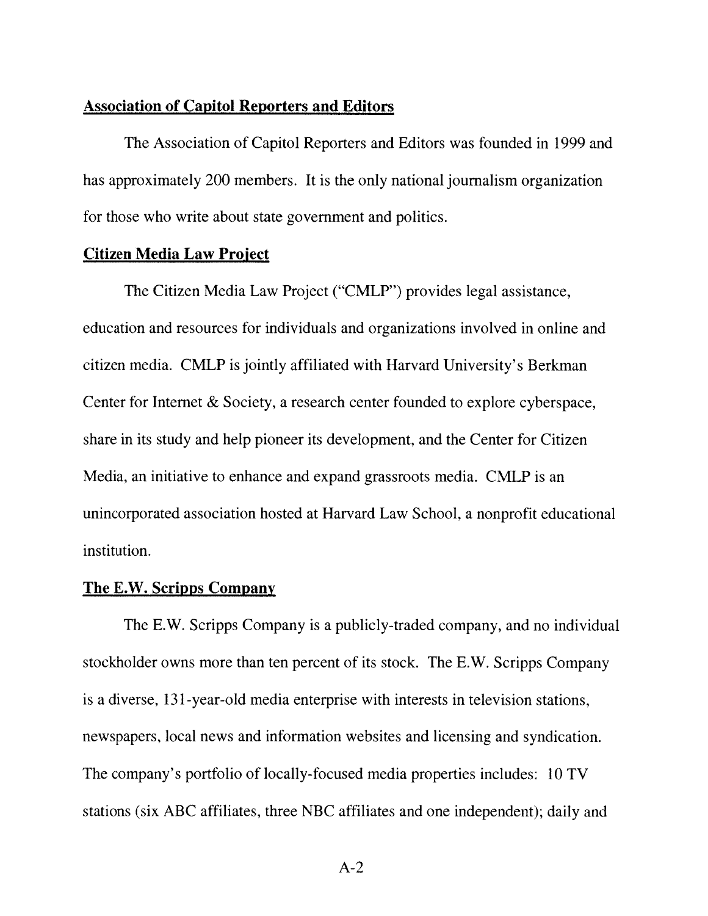**Association of Capitol Reporters and Editors**

The Association of Capitol Reporters and Editors was founded in 1999 and has approximately 200 members. It is the only national journalism organization for those who write about state government and politics.

**Citizen Media Law Project**

The Citizen Media Law Project ("CMLP") provides legal assistance, education and resources for individuals and organizations involved in online and citizen media. CMLP is jointly affiliated with Harvard University's Berkman Center for Internet & Society, a research center founded to explore cyberspace, share in its study and help pioneer its development, and the Center for Citizen Media, an initiative to enhance and expand grassroots media. CMLP is an unincorporated association hosted at Harvard Law School, a nonprofit educational institution.

**The E.W. Scripps Company**

The E.W. Scripps Company is a publicly-traded company, and no individual stockholder owns more than ten percent of its stock. The E.W. Scripps Company is a diverse, 131-year-old media enterprise with interests in television stations, newspapers, local news and information websites and licensing and syndication. The company's portfolio of locally-focused media properties includes: 10 TV stations (six ABC affiliates, three NBC affiliates and one independent); daily and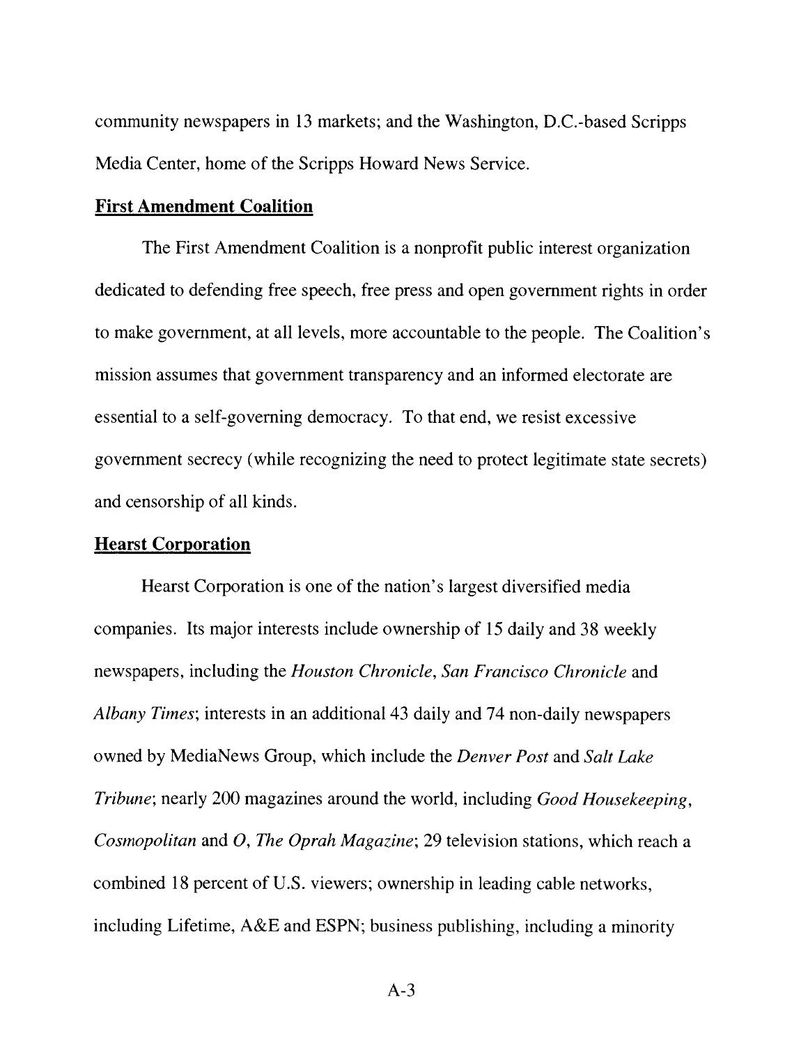community newspapers in 13 markets; and the Washington, D.C.-based Scripps Media Center, home of the Scripps Howard News Service.

**First Amendment Coalition**

The First Amendment Coalition is a nonprofit public interest organization dedicated to defending free speech, free press and open government rights in order to make government, at all levels, more accountable to the people. The Coalition's mission assumes that government transparency and an informed electorate are essential to a self-governing democracy. To that end, we resist excessive government secrecy (while recognizing the need to protect legitimate state secrets) and censorship of all kinds.

**Hearst Corporation**

Hearst Corporation is one of the nation's largest diversified media companies. Its major interests include ownership of 15 daily and 38 weekly newspapers, including the *Houston Chronicle*, *San Francisco Chronicle* and *Albany Times*; interests in an additional 43 daily and 74 non-daily newspapers owned by MediaNews Group, which include the *Denver Post* and *Salt Lake Tribune*; nearly 200 magazines around the world, including *Good Housekeeping*, *Cosmopolitan* and *O, The Oprah Magazine*; 29 television stations, which reach a combined 18 percent of U.S. viewers; ownership in leading cable networks, including Lifetime, A&E and ESPN; business publishing, including a minority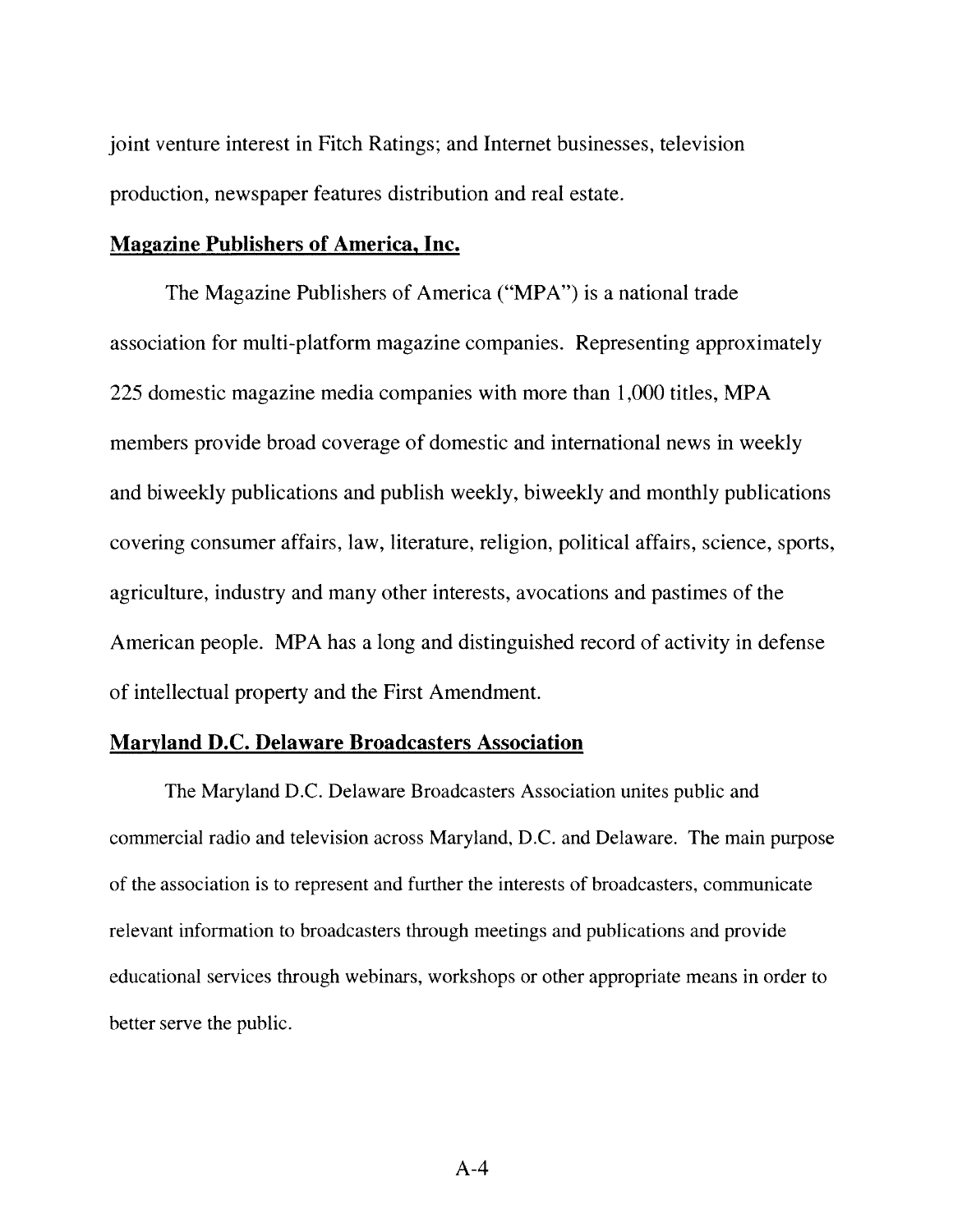joint venture interest in Fitch Ratings; and Internet businesses, television production, newspaper features distribution and real estate.

**Magazine Publishers of America, Inc.**

The Magazine Publishers of America ("MPA") is a national trade association for multi-platform magazine companies. Representing approximately 225 domestic magazine media companies with more than 1,000 titles, MPA members provide broad coverage of domestic and international news in weekly and biweekly publications and publish weekly, biweekly and monthly publications covering consumer affairs, law, literature, religion, political affairs, science, sports, agriculture, industry and many other interests, avocations and pastimes of the American people. MPA has a long and distinguished record of activity in defense of intellectual property and the First Amendment.

**Maryland D.C. Delaware Broadcasters Association**

The Maryland D.C. Delaware Broadcasters Association unites public and commercial radio and television across Maryland, D.C. and Delaware. The main purpose of the association is to represent and further the interests of broadcasters, communicate relevant information to broadcasters through meetings and publications and provide educational services through webinars, workshops or other appropriate means in order to better serve the public.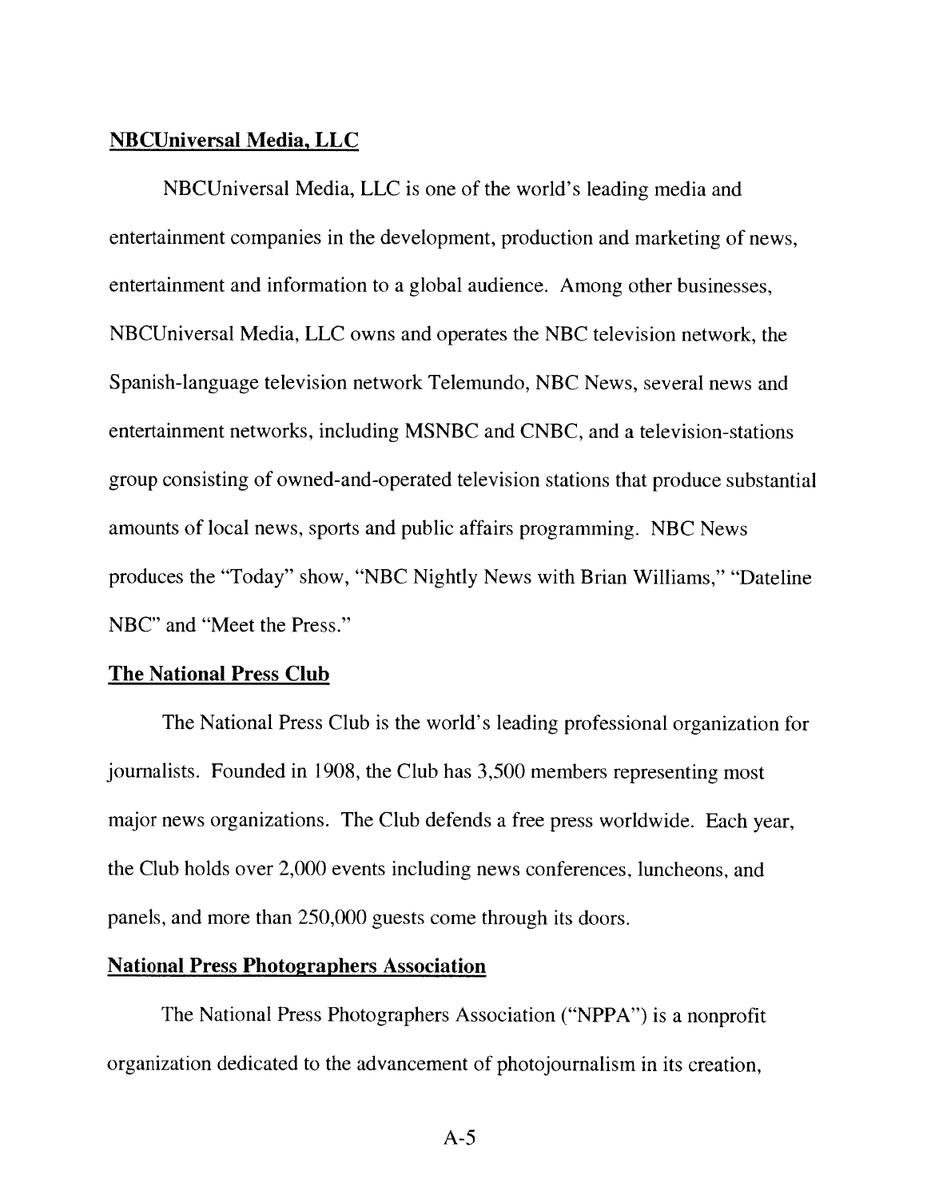**NBCUniversal Media, LLC**

NBCUniversal Media, LLC is one of the world's leading media and entertainment companies in the development, production and marketing of news, entertainment and information to a global audience. Among other businesses, NBCUniversal Media, LLC owns and operates the NBC television network, the Spanish-language television network Telemundo, NBC News, several news and entertainment networks, including MSNBC and CNBC, and a television-stations group consisting of owned-and-operated television stations that produce substantial amounts of local news, sports and public affairs programming. NBC News produces the "Today" show, "NBC Nightly News with Brian Williams," "Dateline NBC" and "Meet the Press."

**The National Press Club**

The National Press Club is the world's leading professional organization for journalists. Founded in 1908, the Club has 3,500 members representing most major news organizations. The Club defends a free press worldwide. Each year, the Club holds over 2,000 events including news conferences, luncheons, and panels, and more than 250,000 guests come through its doors.

**National Press Photographers Association**

The National Press Photographers Association ("NPPA") is a nonprofit organization dedicated to the advancement of photojournalism in its creation,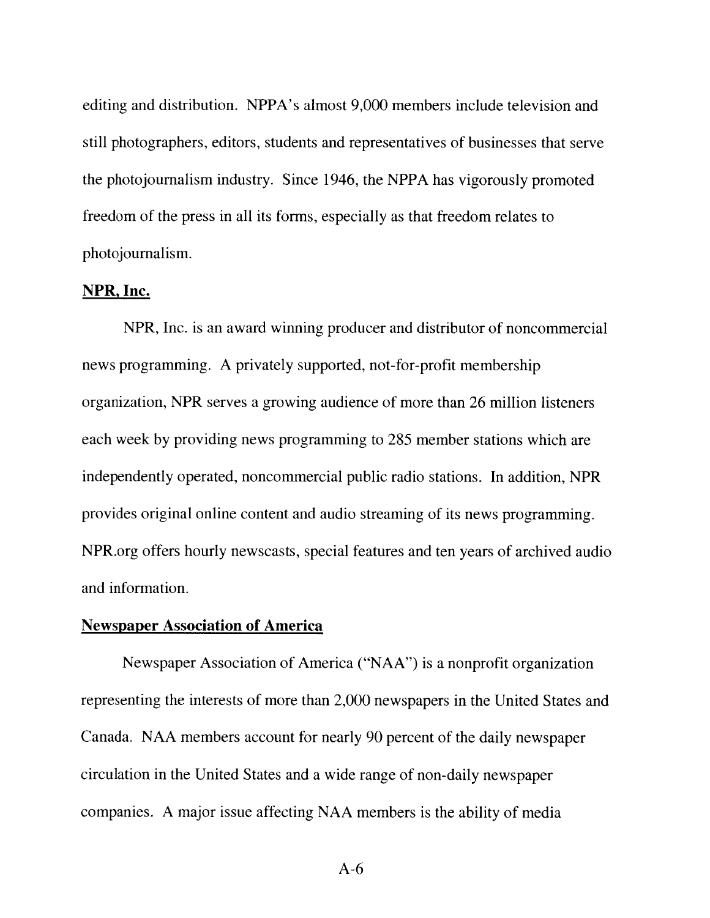editing and distribution. NPPA's almost 9,000 members include television and still photographers, editors, students and representatives of businesses that serve the photojournalism industry. Since 1946, the NPPA has vigorously promoted freedom of the press in all its forms, especially as that freedom relates to photojournalism.

**NPR, Inc.**

NPR, Inc. is an award winning producer and distributor of noncommercial news programming. A privately supported, not-for-profit membership organization, NPR serves a growing audience of more than 26 million listeners each week by providing news programming to 285 member stations which are independently operated, noncommercial public radio stations. In addition, NPR provides original online content and audio streaming of its news programming. NPR.org offers hourly newscasts, special features and ten years of archived audio and information.

**Newspaper Association of America**

Newspaper Association of America ("NAA") is a nonprofit organization representing the interests of more than 2,000 newspapers in the United States and Canada. NAA members account for nearly 90 percent of the daily newspaper circulation in the United States and a wide range of non-daily newspaper companies. A major issue affecting NAA members is the ability of media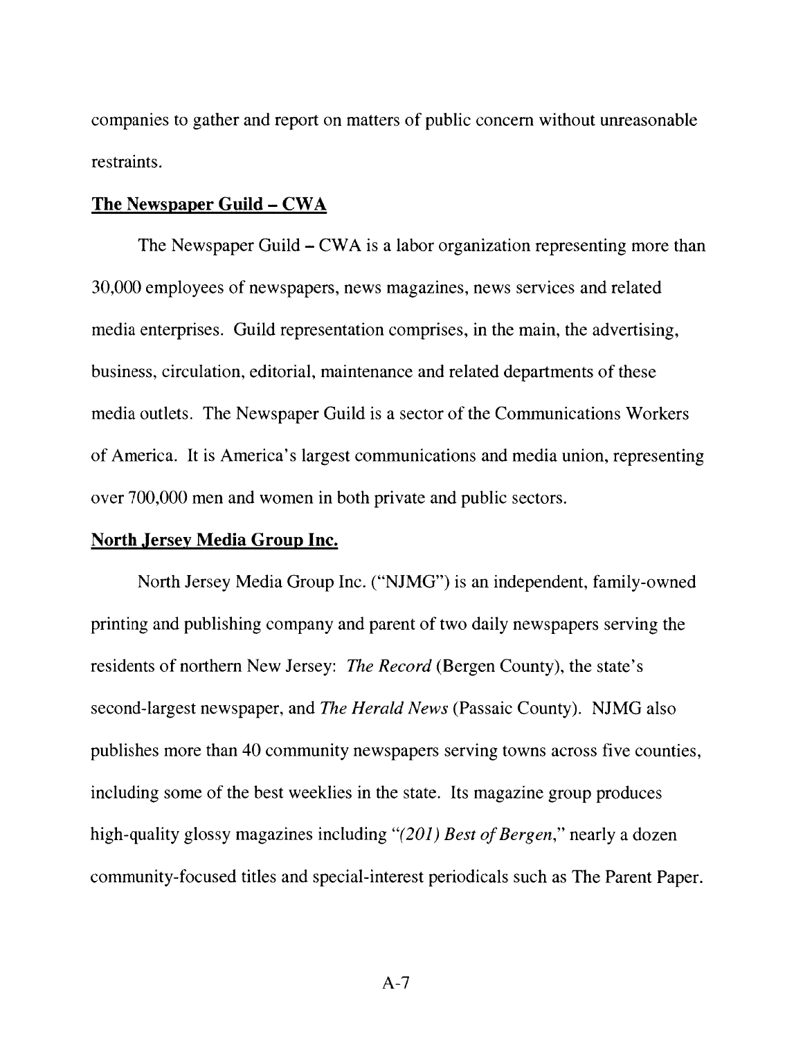companies to gather and report on matters of public concern without unreasonable restraints.

**The Newspaper Guild – CWA**

The Newspaper Guild – CWA is a labor organization representing more than 30,000 employees of newspapers, news magazines, news services and related media enterprises. Guild representation comprises, in the main, the advertising, business, circulation, editorial, maintenance and related departments of these media outlets. The Newspaper Guild is a sector of the Communications Workers of America. It is America's largest communications and media union, representing over 700,000 men and women in both private and public sectors.

**North Jersey Media Group Inc.**

North Jersey Media Group Inc. ("NJMG") is an independent, family-owned printing and publishing company and parent of two daily newspapers serving the residents of northern New Jersey: *The Record* (Bergen County), the state's second-largest newspaper, and *The Herald News* (Passaic County). NJMG also publishes more than 40 community newspapers serving towns across five counties, including some of the best weeklies in the state. Its magazine group produces high-quality glossy magazines including *"(201) Best of Bergen,"* nearly a dozen community-focused titles and special-interest periodicals such as The Parent Paper.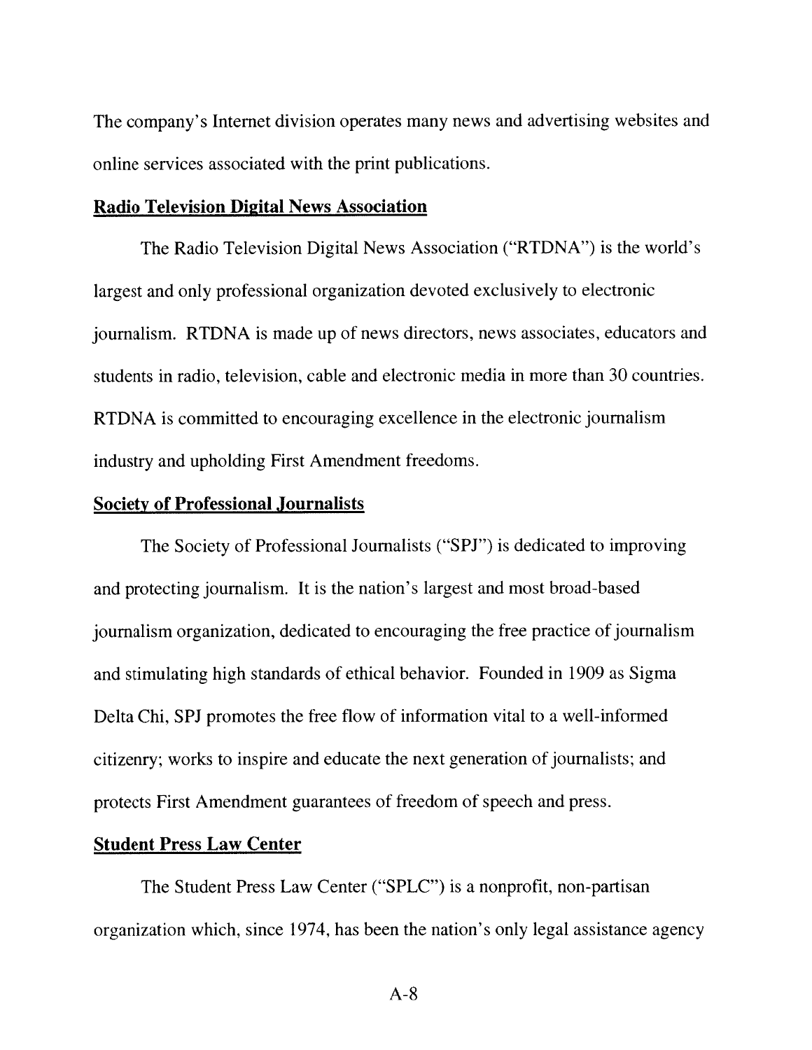The company's Internet division operates many news and advertising websites and online services associated with the print publications.

**Radio Television Digital News Association**

The Radio Television Digital News Association ("RTDNA") is the world's largest and only professional organization devoted exclusively to electronic journalism. RTDNA is made up of news directors, news associates, educators and students in radio, television, cable and electronic media in more than 30 countries. RTDNA is committed to encouraging excellence in the electronic journalism industry and upholding First Amendment freedoms.

**Society of Professional Journalists**

The Society of Professional Journalists ("SPJ") is dedicated to improving and protecting journalism. It is the nation's largest and most broad-based journalism organization, dedicated to encouraging the free practice of journalism and stimulating high standards of ethical behavior. Founded in 1909 as Sigma Delta Chi, SPJ promotes the free flow of information vital to a well-informed citizenry; works to inspire and educate the next generation of journalists; and protects First Amendment guarantees of freedom of speech and press.

**Student Press Law Center**

The Student Press Law Center ("SPLC") is a nonprofit, non-partisan organization which, since 1974, has been the nation's only legal assistance agency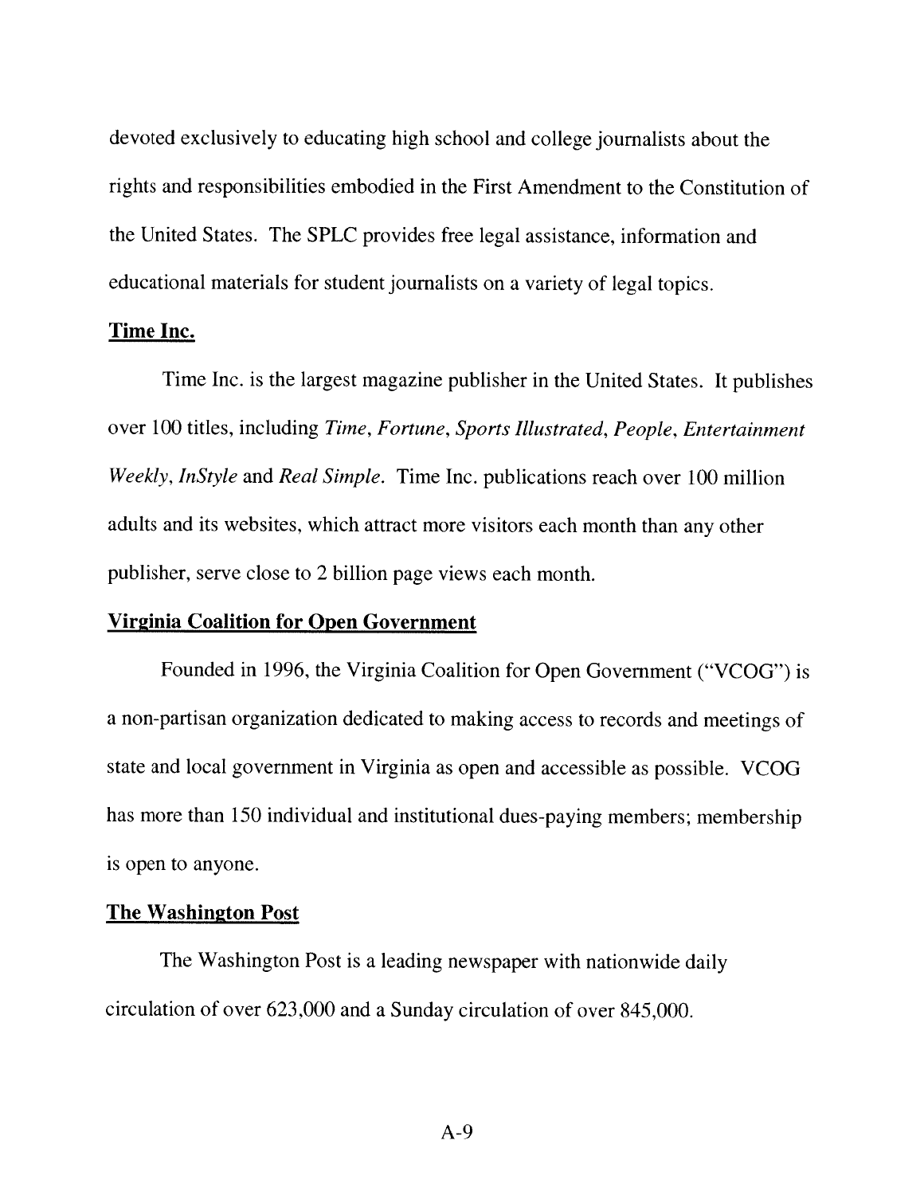devoted exclusively to educating high school and college journalists about the rights and responsibilities embodied in the First Amendment to the Constitution of the United States. The SPLC provides free legal assistance, information and educational materials for student journalists on a variety of legal topics.

**Time Inc.**

Time Inc. is the largest magazine publisher in the United States. It publishes over 100 titles, including *Time*, *Fortune*, *Sports Illustrated*, *People*, *Entertainment Weekly*, *InStyle* and *Real Simple*. Time Inc. publications reach over 100 million adults and its websites, which attract more visitors each month than any other publisher, serve close to 2 billion page views each month.

**Virginia Coalition for Open Government**

Founded in 1996, the Virginia Coalition for Open Government ("VCOG") is a non-partisan organization dedicated to making access to records and meetings of state and local government in Virginia as open and accessible as possible. VCOG has more than 150 individual and institutional dues-paying members; membership is open to anyone.

**The Washington Post**

The Washington Post is a leading newspaper with nationwide daily circulation of over 623,000 and a Sunday circulation of over 845,000.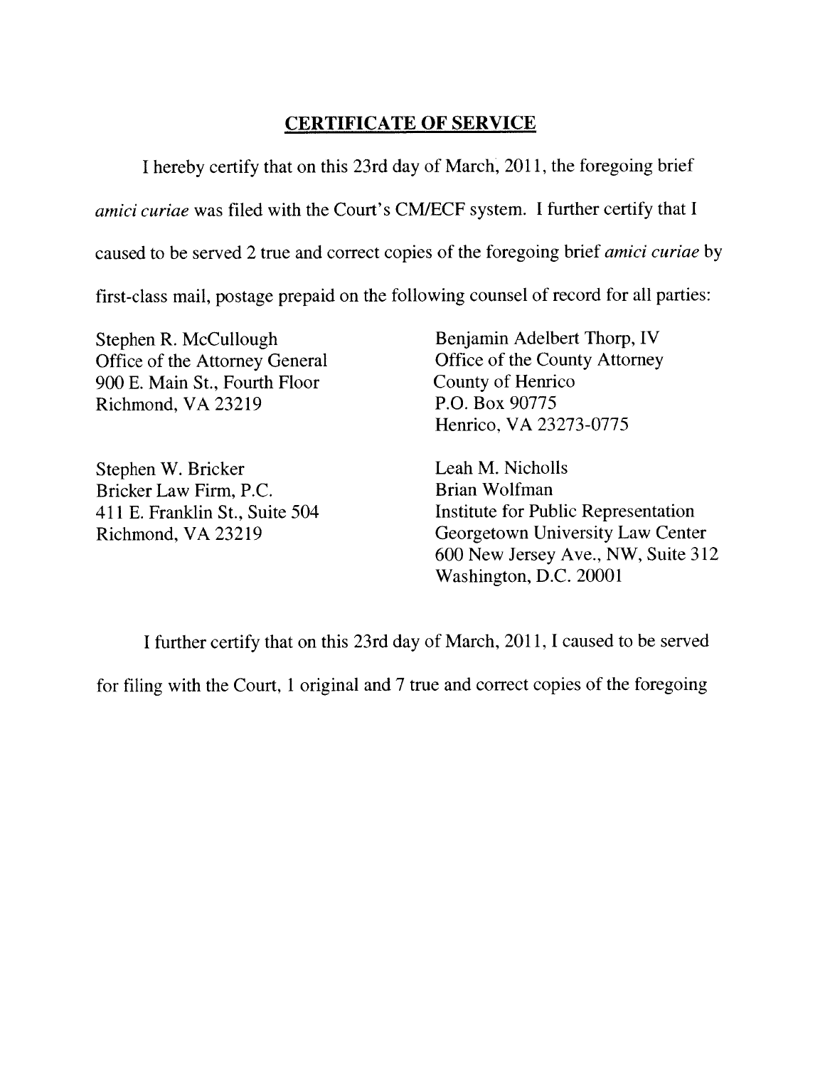## CERTIFICATE OF SERVICE

I hereby certify that on this 23rd day of March, 2011, the foregoing brief *amici curiae* was filed with the Court's CM/ECF system. I further certify that I caused to be served 2 true and correct copies of the foregoing brief *amici curiae* by first-class mail, postage prepaid on the following counsel of record for all parties:

Stephen R. McCullough
Office of the Attorney General
900 E. Main St., Fourth Floor
Richmond, VA 23219

Benjamin Adelbert Thorp, IV
Office of the County Attorney
County of Henrico
P.O. Box 90775
Henrico, VA 23273-0775

Stephen W. Bricker
Bricker Law Firm, P.C.
411 E. Franklin St., Suite 504
Richmond, VA 23219

Leah M. Nicholls
Brian Wolfman
Institute for Public Representation
Georgetown University Law Center
600 New Jersey Ave., NW, Suite 312
Washington, D.C. 20001

I further certify that on this 23rd day of March, 2011, I caused to be served for filing with the Court, 1 original and 7 true and correct copies of the foregoing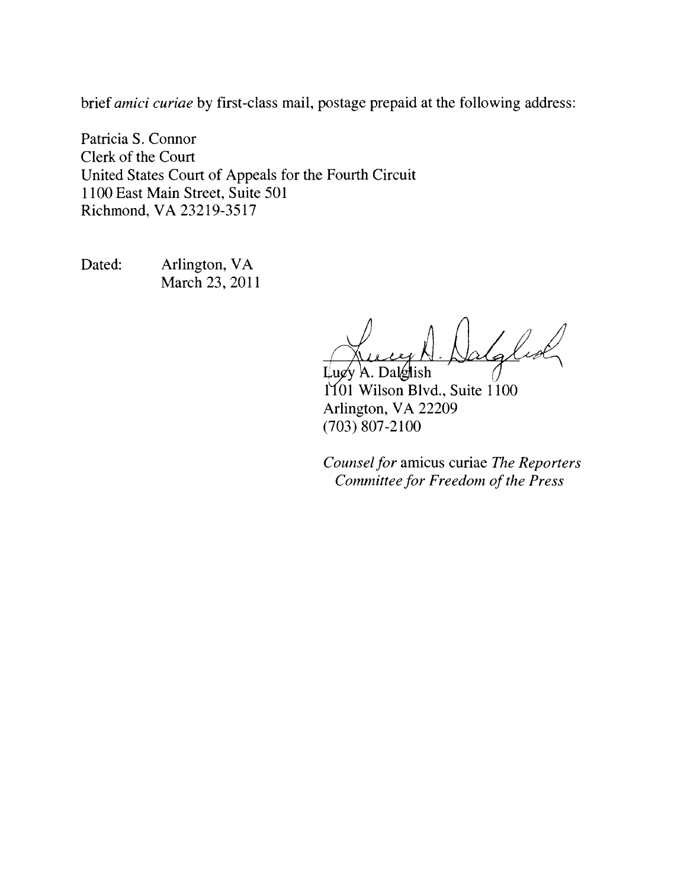brief *amici curiae* by first-class mail, postage prepaid at the following address:

Patricia S. Connor
Clerk of the Court
United States Court of Appeals for the Fourth Circuit
1100 East Main Street, Suite 501
Richmond, VA 23219-3517

Dated: Arlington, VA
March 23, 2011

Lucy A. Dalglish
1101 Wilson Blvd., Suite 1100
Arlington, VA 22209
(703) 807-2100

*Counsel for* amicus curiae *The Reporters Committee for Freedom of the Press*